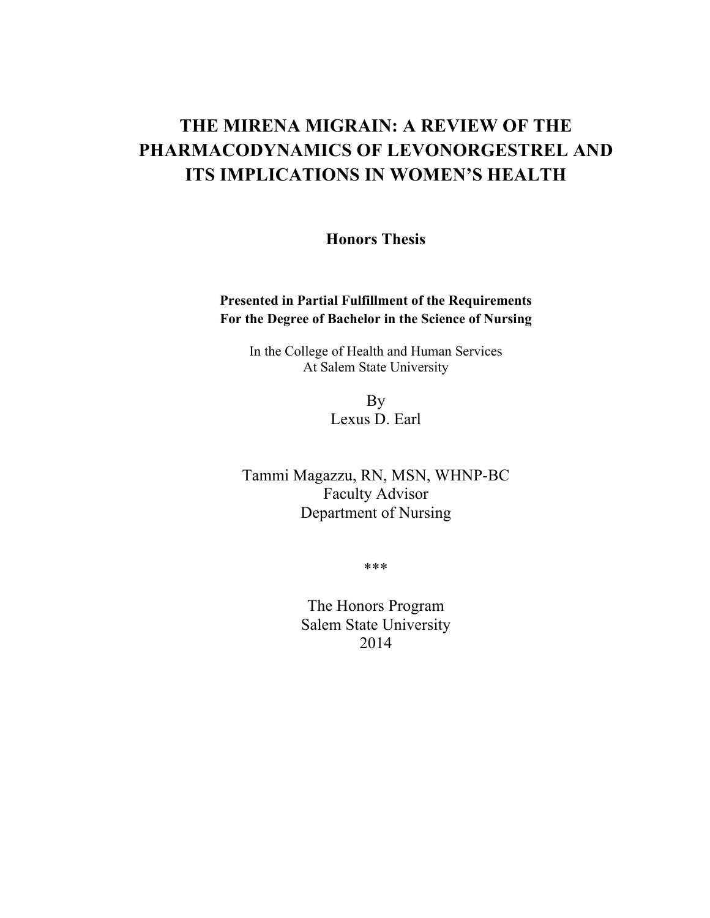# THE MIRENA MIGRAIN: A REVIEW OF THE PHARMACODYNAMICS OF LEVONORGESTREL AND ITS IMPLICATIONS IN WOMEN'S HEALTH

**Honors Thesis**

**Presented in Partial Fulfillment of the Requirements**
**For the Degree of Bachelor in the Science of Nursing**

In the College of Health and Human Services
At Salem State University

By
Lexus D. Earl

Tammi Magazzu, RN, MSN, WHNP-BC
Faculty Advisor
Department of Nursing

***

The Honors Program
Salem State University
2014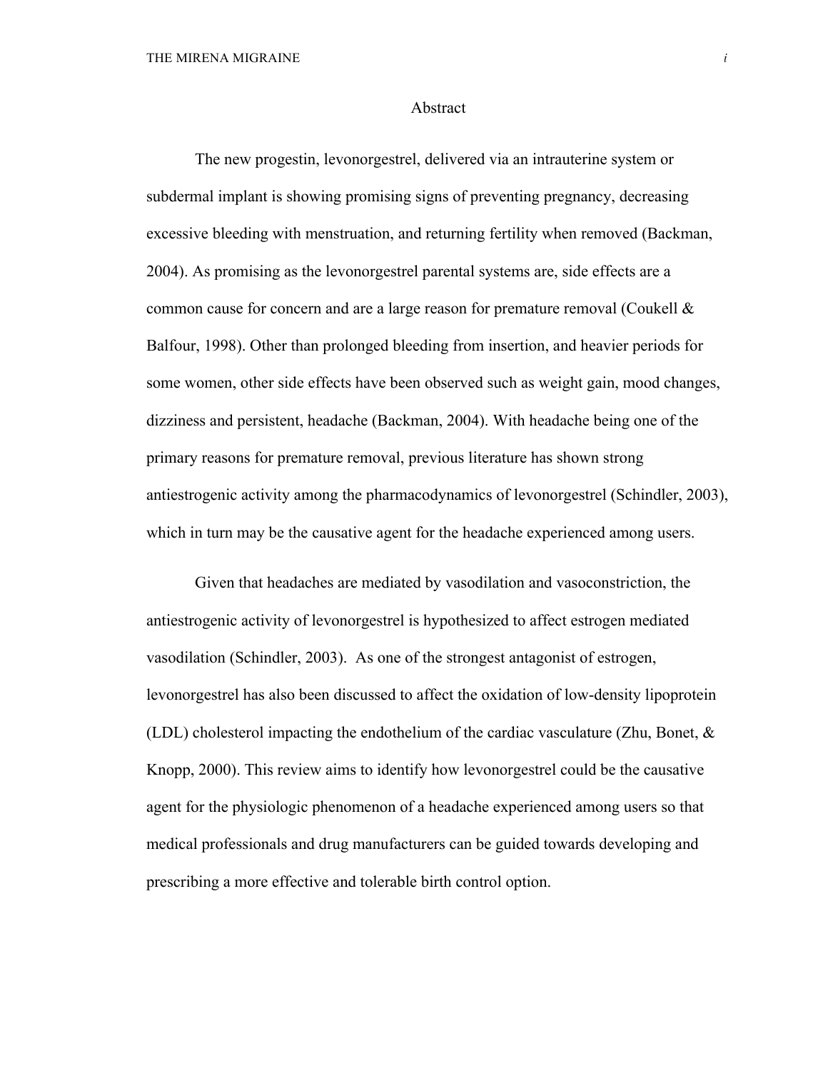# Abstract

The new progestin, levonorgestrel, delivered via an intrauterine system or subdermal implant is showing promising signs of preventing pregnancy, decreasing excessive bleeding with menstruation, and returning fertility when removed (Backman, 2004). As promising as the levonorgestrel parental systems are, side effects are a common cause for concern and are a large reason for premature removal (Coukell & Balfour, 1998). Other than prolonged bleeding from insertion, and heavier periods for some women, other side effects have been observed such as weight gain, mood changes, dizziness and persistent, headache (Backman, 2004). With headache being one of the primary reasons for premature removal, previous literature has shown strong antiestrogenic activity among the pharmacodynamics of levonorgestrel (Schindler, 2003), which in turn may be the causative agent for the headache experienced among users.

Given that headaches are mediated by vasodilation and vasoconstriction, the antiestrogenic activity of levonorgestrel is hypothesized to affect estrogen mediated vasodilation (Schindler, 2003). As one of the strongest antagonist of estrogen, levonorgestrel has also been discussed to affect the oxidation of low-density lipoprotein (LDL) cholesterol impacting the endothelium of the cardiac vasculature (Zhu, Bonet, & Knopp, 2000). This review aims to identify how levonorgestrel could be the causative agent for the physiologic phenomenon of a headache experienced among users so that medical professionals and drug manufacturers can be guided towards developing and prescribing a more effective and tolerable birth control option.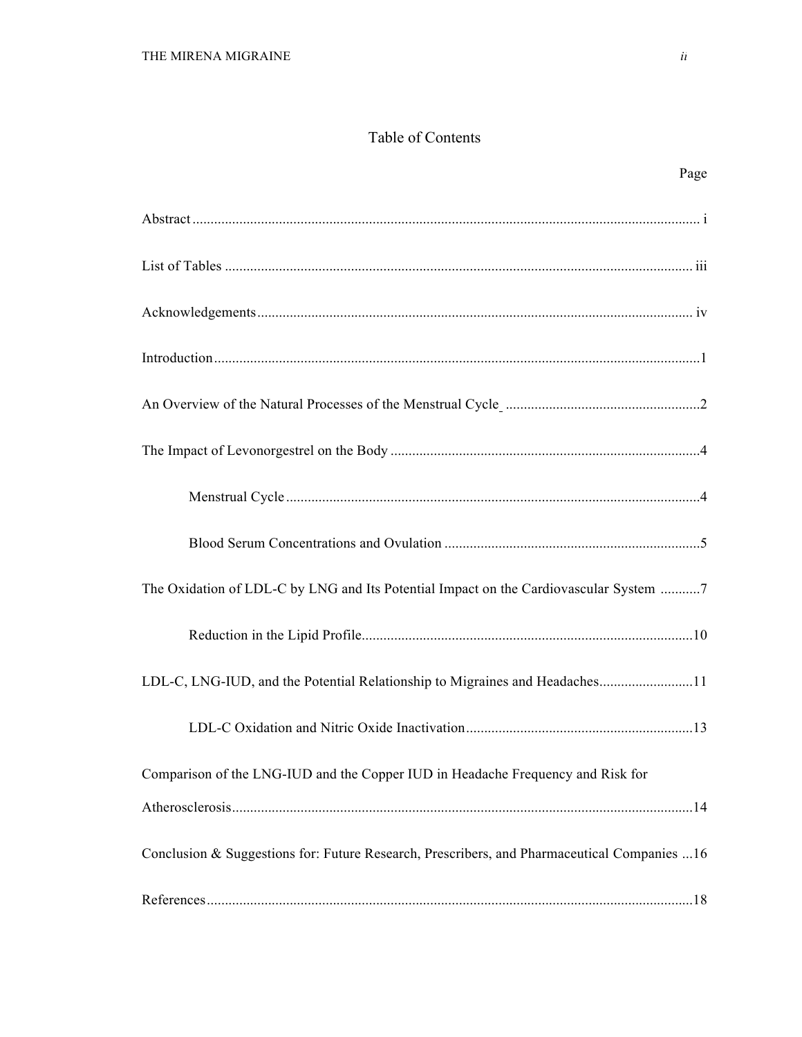# Table of Contents

Page

Abstract ........................................................................................................................................ i

List of Tables ............................................................................................................................... iii

Acknowledgements ...................................................................................................................... iv

Introduction .....................................................................................................................................1

An Overview of the Natural Processes of the Menstrual Cycle .....................................................2

The Impact of Levonorgestrel on the Body .....................................................................................4

Menstrual Cycle ..................................................................................................................4

Blood Serum Concentrations and Ovulation ......................................................................5

The Oxidation of LDL-C by LNG and Its Potential Impact on the Cardiovascular System ...........7

Reduction in the Lipid Profile ...........................................................................................10

LDL-C, LNG-IUD, and the Potential Relationship to Migraines and Headaches ..........................11

LDL-C Oxidation and Nitric Oxide Inactivation ..............................................................13

Comparison of the LNG-IUD and the Copper IUD in Headache Frequency and Risk for Atherosclerosis ............................................................................................................................14

Conclusion & Suggestions for: Future Research, Prescribers, and Pharmaceutical Companies ...16

References .....................................................................................................................................18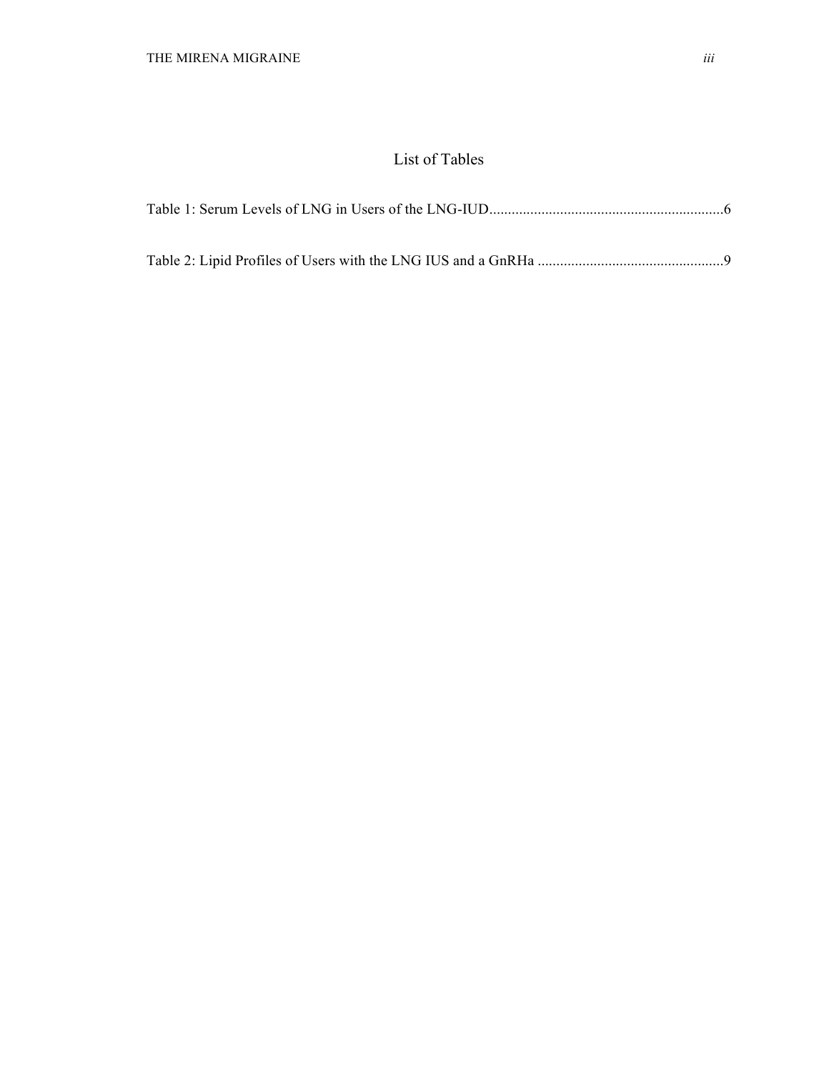# List of Tables

Table 1: Serum Levels of LNG in Users of the LNG-IUD..............................................................6

Table 2: Lipid Profiles of Users with the LNG IUS and a GnRHa .................................................9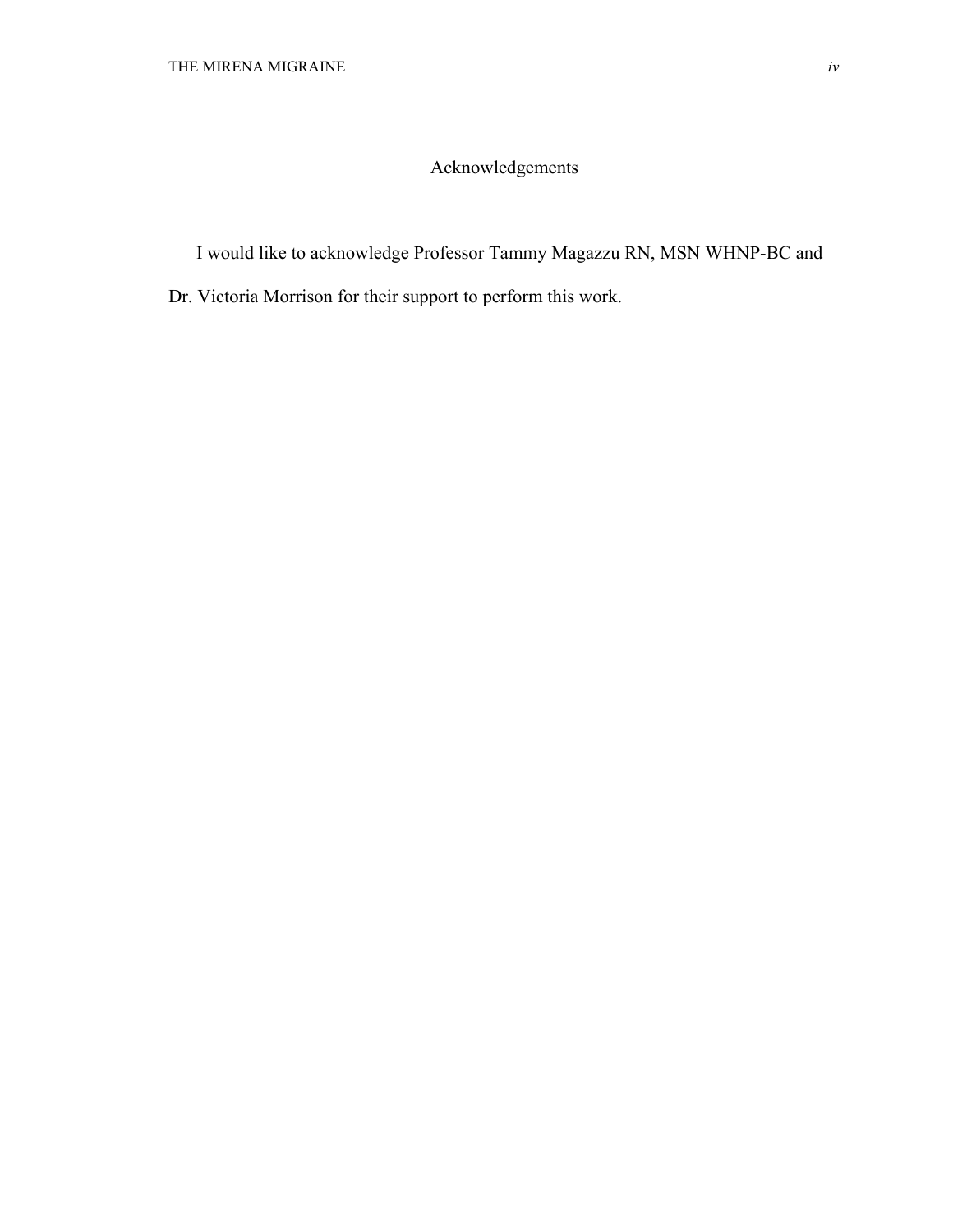# Acknowledgements

I would like to acknowledge Professor Tammy Magazzu RN, MSN WHNP-BC and Dr. Victoria Morrison for their support to perform this work.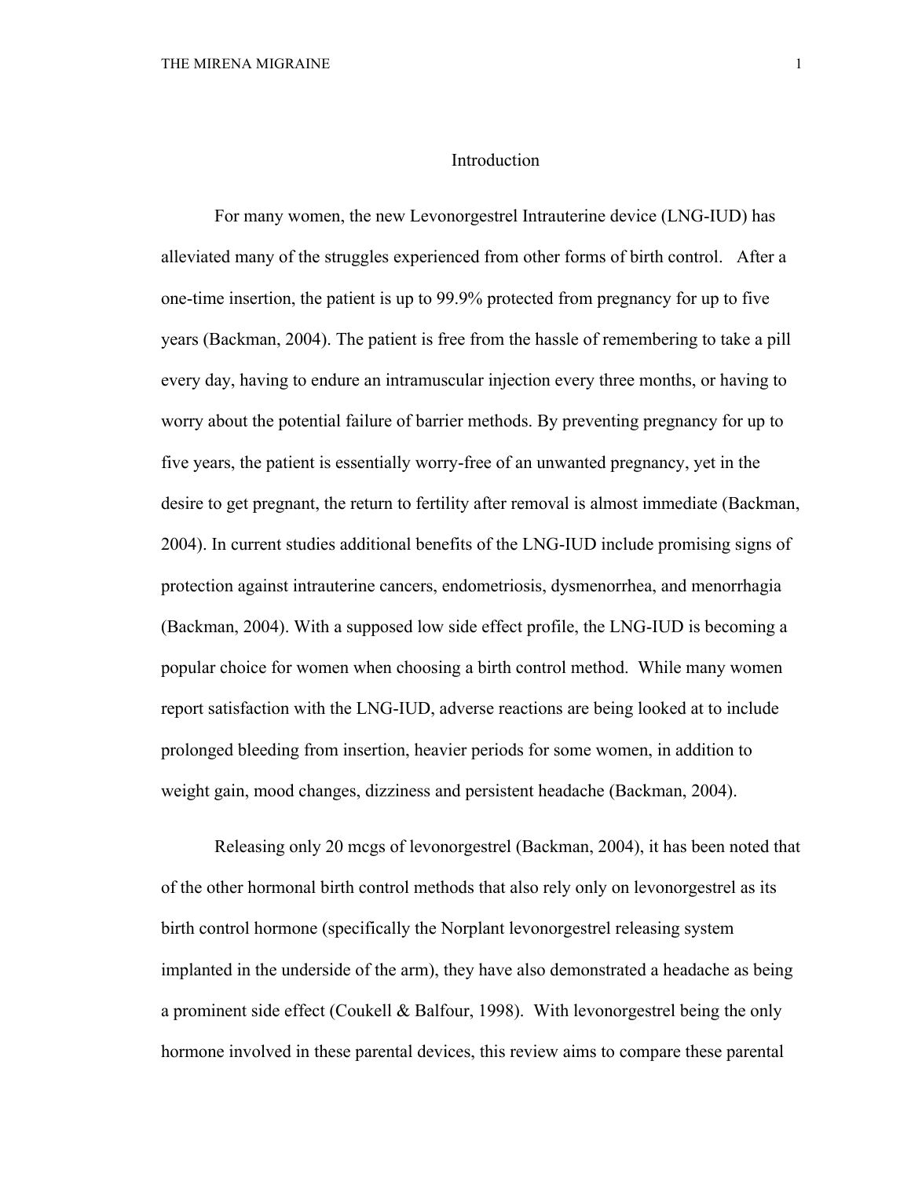## Introduction

For many women, the new Levonorgestrel Intrauterine device (LNG-IUD) has alleviated many of the struggles experienced from other forms of birth control. After a one-time insertion, the patient is up to 99.9% protected from pregnancy for up to five years (Backman, 2004). The patient is free from the hassle of remembering to take a pill every day, having to endure an intramuscular injection every three months, or having to worry about the potential failure of barrier methods. By preventing pregnancy for up to five years, the patient is essentially worry-free of an unwanted pregnancy, yet in the desire to get pregnant, the return to fertility after removal is almost immediate (Backman, 2004). In current studies additional benefits of the LNG-IUD include promising signs of protection against intrauterine cancers, endometriosis, dysmenorrhea, and menorrhagia (Backman, 2004). With a supposed low side effect profile, the LNG-IUD is becoming a popular choice for women when choosing a birth control method. While many women report satisfaction with the LNG-IUD, adverse reactions are being looked at to include prolonged bleeding from insertion, heavier periods for some women, in addition to weight gain, mood changes, dizziness and persistent headache (Backman, 2004).

Releasing only 20 mcgs of levonorgestrel (Backman, 2004), it has been noted that of the other hormonal birth control methods that also rely only on levonorgestrel as its birth control hormone (specifically the Norplant levonorgestrel releasing system implanted in the underside of the arm), they have also demonstrated a headache as being a prominent side effect (Coukell & Balfour, 1998). With levonorgestrel being the only hormone involved in these parental devices, this review aims to compare these parental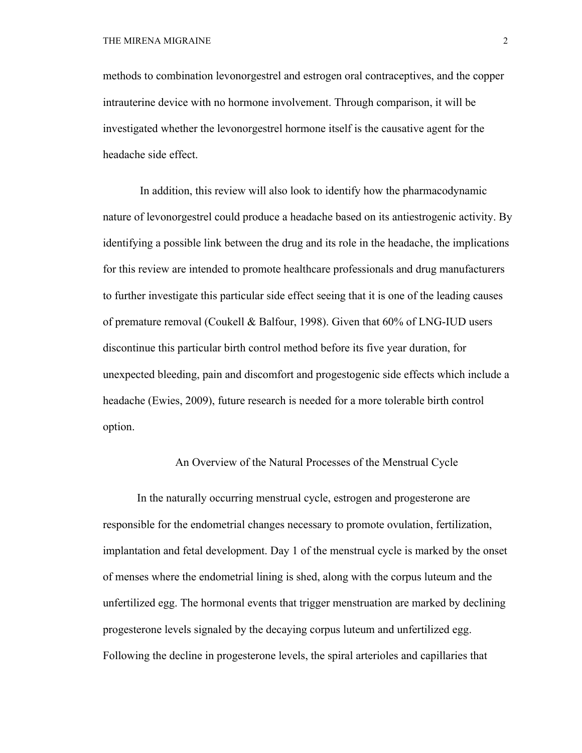methods to combination levonorgestrel and estrogen oral contraceptives, and the copper intrauterine device with no hormone involvement. Through comparison, it will be investigated whether the levonorgestrel hormone itself is the causative agent for the headache side effect.

In addition, this review will also look to identify how the pharmacodynamic nature of levonorgestrel could produce a headache based on its antiestrogenic activity. By identifying a possible link between the drug and its role in the headache, the implications for this review are intended to promote healthcare professionals and drug manufacturers to further investigate this particular side effect seeing that it is one of the leading causes of premature removal (Coukell & Balfour, 1998). Given that 60% of LNG-IUD users discontinue this particular birth control method before its five year duration, for unexpected bleeding, pain and discomfort and progestogenic side effects which include a headache (Ewies, 2009), future research is needed for a more tolerable birth control option.

## An Overview of the Natural Processes of the Menstrual Cycle

In the naturally occurring menstrual cycle, estrogen and progesterone are responsible for the endometrial changes necessary to promote ovulation, fertilization, implantation and fetal development. Day 1 of the menstrual cycle is marked by the onset of menses where the endometrial lining is shed, along with the corpus luteum and the unfertilized egg. The hormonal events that trigger menstruation are marked by declining progesterone levels signaled by the decaying corpus luteum and unfertilized egg. Following the decline in progesterone levels, the spiral arterioles and capillaries that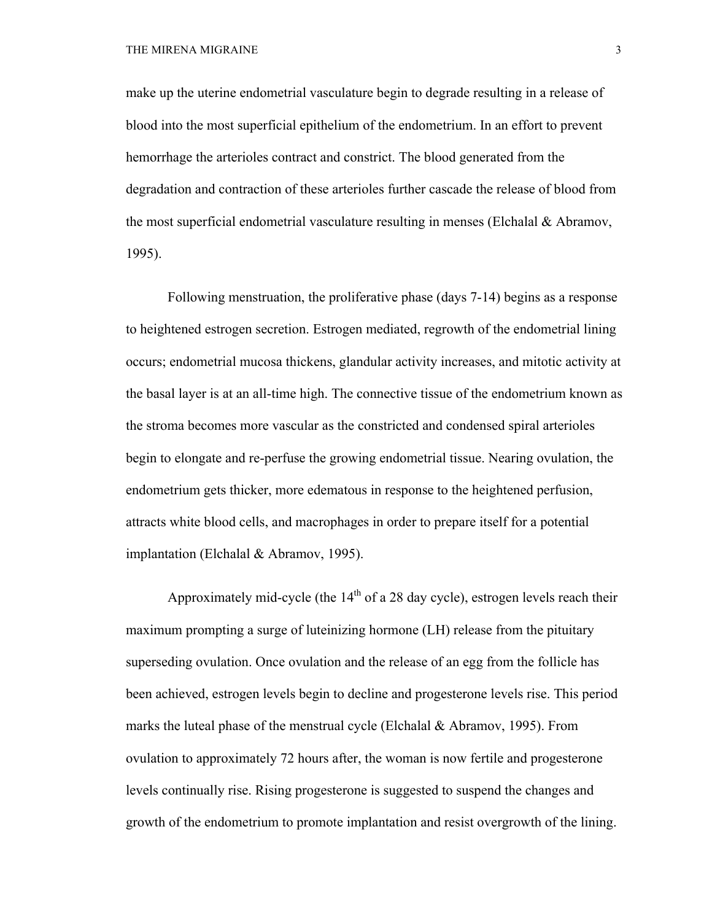make up the uterine endometrial vasculature begin to degrade resulting in a release of blood into the most superficial epithelium of the endometrium. In an effort to prevent hemorrhage the arterioles contract and constrict. The blood generated from the degradation and contraction of these arterioles further cascade the release of blood from the most superficial endometrial vasculature resulting in menses (Elchalal & Abramov, 1995).

Following menstruation, the proliferative phase (days 7-14) begins as a response to heightened estrogen secretion. Estrogen mediated, regrowth of the endometrial lining occurs; endometrial mucosa thickens, glandular activity increases, and mitotic activity at the basal layer is at an all-time high. The connective tissue of the endometrium known as the stroma becomes more vascular as the constricted and condensed spiral arterioles begin to elongate and re-perfuse the growing endometrial tissue. Nearing ovulation, the endometrium gets thicker, more edematous in response to the heightened perfusion, attracts white blood cells, and macrophages in order to prepare itself for a potential implantation (Elchalal & Abramov, 1995).

Approximately mid-cycle (the 14th of a 28 day cycle), estrogen levels reach their maximum prompting a surge of luteinizing hormone (LH) release from the pituitary superseding ovulation. Once ovulation and the release of an egg from the follicle has been achieved, estrogen levels begin to decline and progesterone levels rise. This period marks the luteal phase of the menstrual cycle (Elchalal & Abramov, 1995). From ovulation to approximately 72 hours after, the woman is now fertile and progesterone levels continually rise. Rising progesterone is suggested to suspend the changes and growth of the endometrium to promote implantation and resist overgrowth of the lining.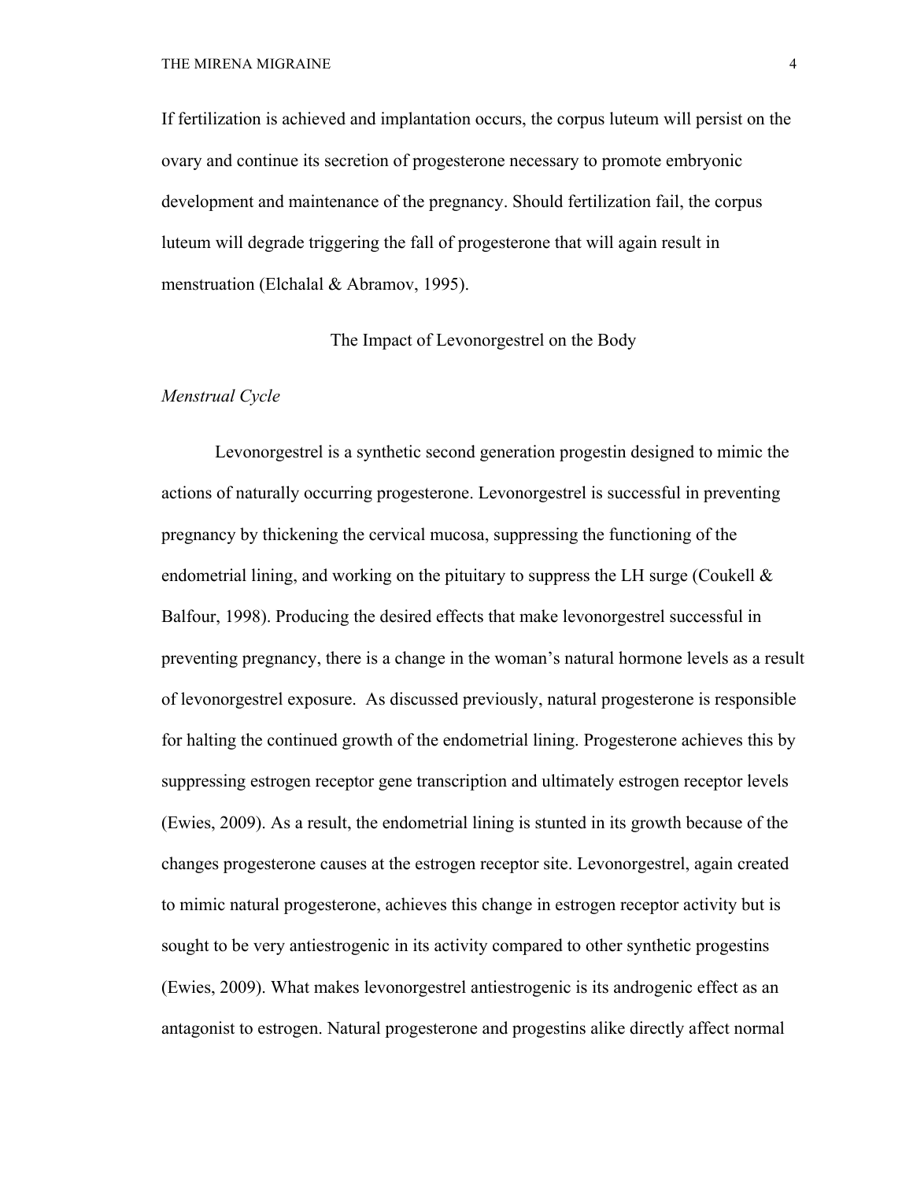If fertilization is achieved and implantation occurs, the corpus luteum will persist on the ovary and continue its secretion of progesterone necessary to promote embryonic development and maintenance of the pregnancy. Should fertilization fail, the corpus luteum will degrade triggering the fall of progesterone that will again result in menstruation (Elchalal & Abramov, 1995).

## The Impact of Levonorgestrel on the Body

### *Menstrual Cycle*

Levonorgestrel is a synthetic second generation progestin designed to mimic the actions of naturally occurring progesterone. Levonorgestrel is successful in preventing pregnancy by thickening the cervical mucosa, suppressing the functioning of the endometrial lining, and working on the pituitary to suppress the LH surge (Coukell & Balfour, 1998). Producing the desired effects that make levonorgestrel successful in preventing pregnancy, there is a change in the woman's natural hormone levels as a result of levonorgestrel exposure. As discussed previously, natural progesterone is responsible for halting the continued growth of the endometrial lining. Progesterone achieves this by suppressing estrogen receptor gene transcription and ultimately estrogen receptor levels (Ewies, 2009). As a result, the endometrial lining is stunted in its growth because of the changes progesterone causes at the estrogen receptor site. Levonorgestrel, again created to mimic natural progesterone, achieves this change in estrogen receptor activity but is sought to be very antiestrogenic in its activity compared to other synthetic progestins (Ewies, 2009). What makes levonorgestrel antiestrogenic is its androgenic effect as an antagonist to estrogen. Natural progesterone and progestins alike directly affect normal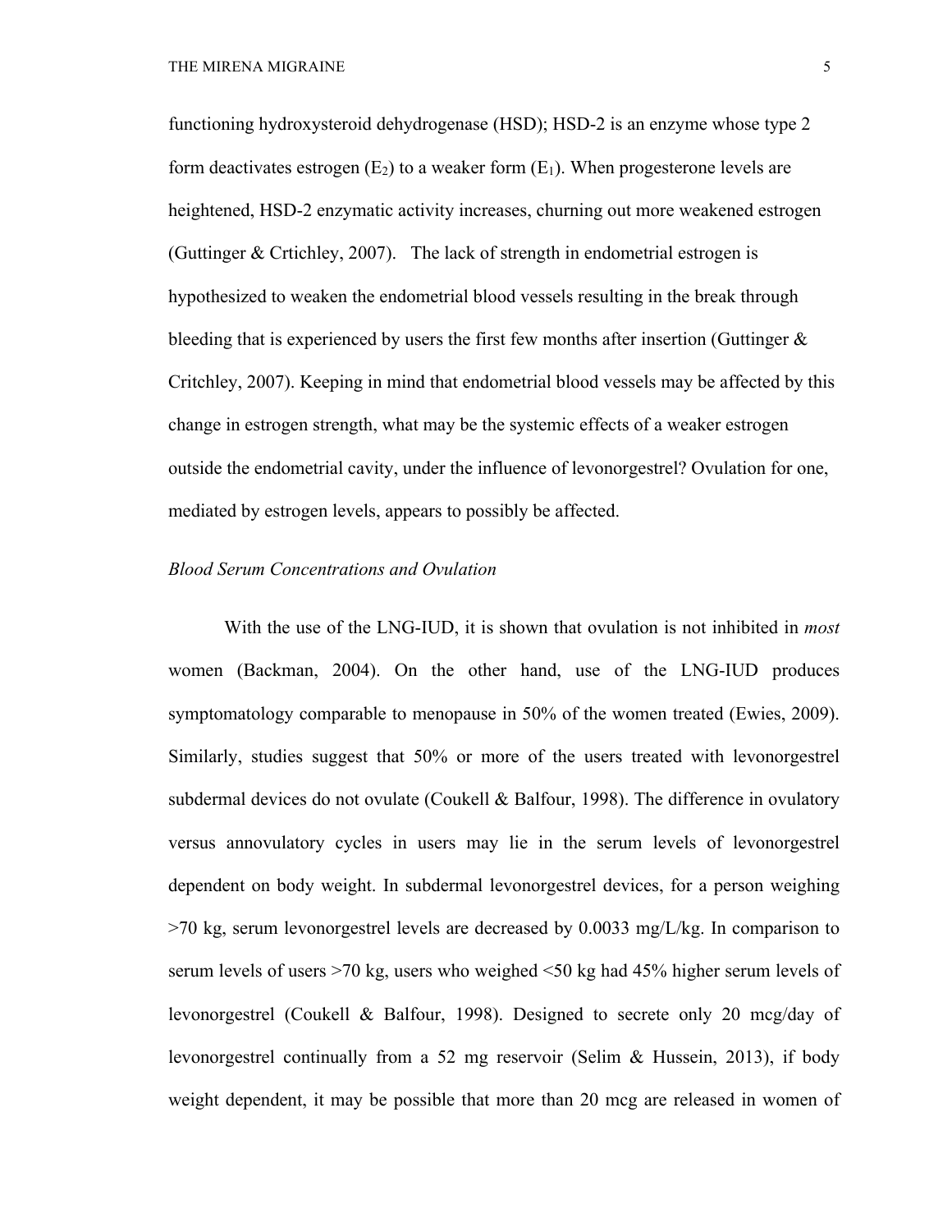functioning hydroxysteroid dehydrogenase (HSD); HSD-2 is an enzyme whose type 2 form deactivates estrogen ($E_2$) to a weaker form ($E_1$). When progesterone levels are heightened, HSD-2 enzymatic activity increases, churning out more weakened estrogen (Guttinger & Crtichley, 2007). The lack of strength in endometrial estrogen is hypothesized to weaken the endometrial blood vessels resulting in the break through bleeding that is experienced by users the first few months after insertion (Guttinger & Critchley, 2007). Keeping in mind that endometrial blood vessels may be affected by this change in estrogen strength, what may be the systemic effects of a weaker estrogen outside the endometrial cavity, under the influence of levonorgestrel? Ovulation for one, mediated by estrogen levels, appears to possibly be affected.

*Blood Serum Concentrations and Ovulation*

With the use of the LNG-IUD, it is shown that ovulation is not inhibited in *most* women (Backman, 2004). On the other hand, use of the LNG-IUD produces symptomatology comparable to menopause in 50% of the women treated (Ewies, 2009). Similarly, studies suggest that 50% or more of the users treated with levonorgestrel subdermal devices do not ovulate (Coukell & Balfour, 1998). The difference in ovulatory versus annovulatory cycles in users may lie in the serum levels of levonorgestrel dependent on body weight. In subdermal levonorgestrel devices, for a person weighing >70 kg, serum levonorgestrel levels are decreased by 0.0033 mg/L/kg. In comparison to serum levels of users >70 kg, users who weighed <50 kg had 45% higher serum levels of levonorgestrel (Coukell & Balfour, 1998). Designed to secrete only 20 mcg/day of levonorgestrel continually from a 52 mg reservoir (Selim & Hussein, 2013), if body weight dependent, it may be possible that more than 20 mcg are released in women of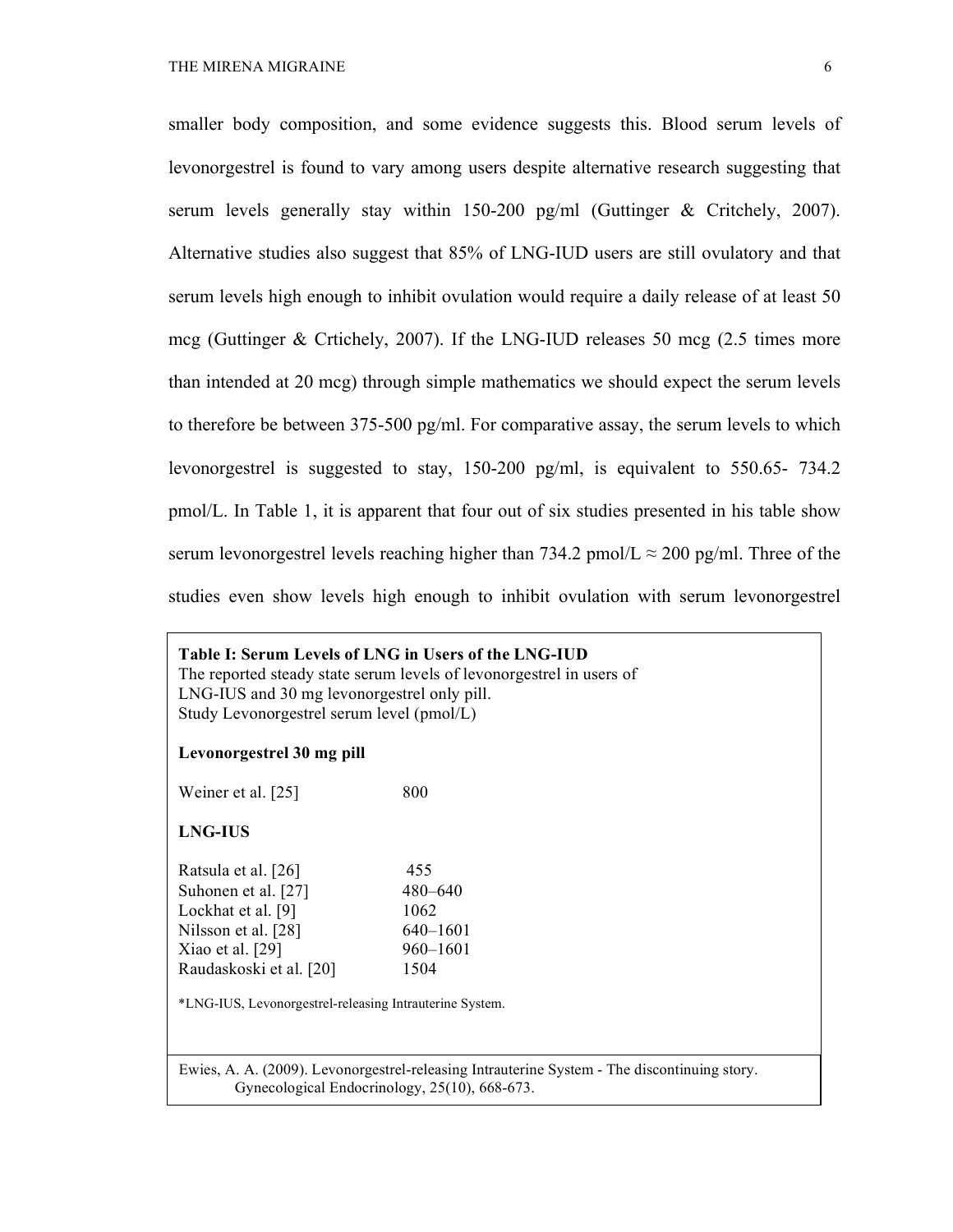smaller body composition, and some evidence suggests this. Blood serum levels of levonorgestrel is found to vary among users despite alternative research suggesting that serum levels generally stay within 150-200 pg/ml (Guttinger & Critchely, 2007). Alternative studies also suggest that 85% of LNG-IUD users are still ovulatory and that serum levels high enough to inhibit ovulation would require a daily release of at least 50 mcg (Guttinger & Crtichely, 2007). If the LNG-IUD releases 50 mcg (2.5 times more than intended at 20 mcg) through simple mathematics we should expect the serum levels to therefore be between 375-500 pg/ml. For comparative assay, the serum levels to which levonorgestrel is suggested to stay, 150-200 pg/ml, is equivalent to 550.65- 734.2 pmol/L. In Table 1, it is apparent that four out of six studies presented in his table show serum levonorgestrel levels reaching higher than 734.2 pmol/L ≈ 200 pg/ml. Three of the studies even show levels high enough to inhibit ovulation with serum levonorgestrel

**Table I: Serum Levels of LNG in Users of the LNG-IUD**
The reported steady state serum levels of levonorgestrel in users of LNG-IUS and 30 mg levonorgestrel only pill.

| Study | Levonorgestrel serum level (pmol/L) |
|---|---|
| **Levonorgestrel 30 mg pill** | |
| Weiner et al. [25] | 800 |
| **LNG-IUS** | |
| Ratsula et al. [26] | 455 |
| Suhonen et al. [27] | 480–640 |
| Lockhat et al. [9] | 1062 |
| Nilsson et al. [28] | 640–1601 |
| Xiao et al. [29] | 960–1601 |
| Raudaskoski et al. [20] | 1504 |

*LNG-IUS, Levonorgestrel-releasing Intrauterine System.

Ewies, A. A. (2009). Levonorgestrel-releasing Intrauterine System - The discontinuing story. Gynecological Endocrinology, 25(10), 668-673.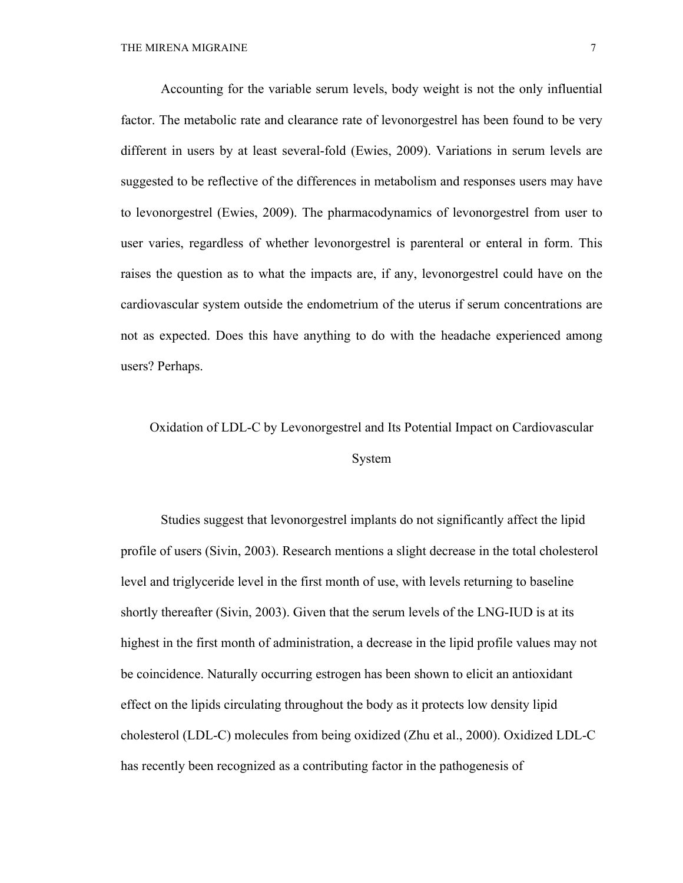Accounting for the variable serum levels, body weight is not the only influential factor. The metabolic rate and clearance rate of levonorgestrel has been found to be very different in users by at least several-fold (Ewies, 2009). Variations in serum levels are suggested to be reflective of the differences in metabolism and responses users may have to levonorgestrel (Ewies, 2009). The pharmacodynamics of levonorgestrel from user to user varies, regardless of whether levonorgestrel is parenteral or enteral in form. This raises the question as to what the impacts are, if any, levonorgestrel could have on the cardiovascular system outside the endometrium of the uterus if serum concentrations are not as expected. Does this have anything to do with the headache experienced among users? Perhaps.

## Oxidation of LDL-C by Levonorgestrel and Its Potential Impact on Cardiovascular System

Studies suggest that levonorgestrel implants do not significantly affect the lipid profile of users (Sivin, 2003). Research mentions a slight decrease in the total cholesterol level and triglyceride level in the first month of use, with levels returning to baseline shortly thereafter (Sivin, 2003). Given that the serum levels of the LNG-IUD is at its highest in the first month of administration, a decrease in the lipid profile values may not be coincidence. Naturally occurring estrogen has been shown to elicit an antioxidant effect on the lipids circulating throughout the body as it protects low density lipid cholesterol (LDL-C) molecules from being oxidized (Zhu et al., 2000). Oxidized LDL-C has recently been recognized as a contributing factor in the pathogenesis of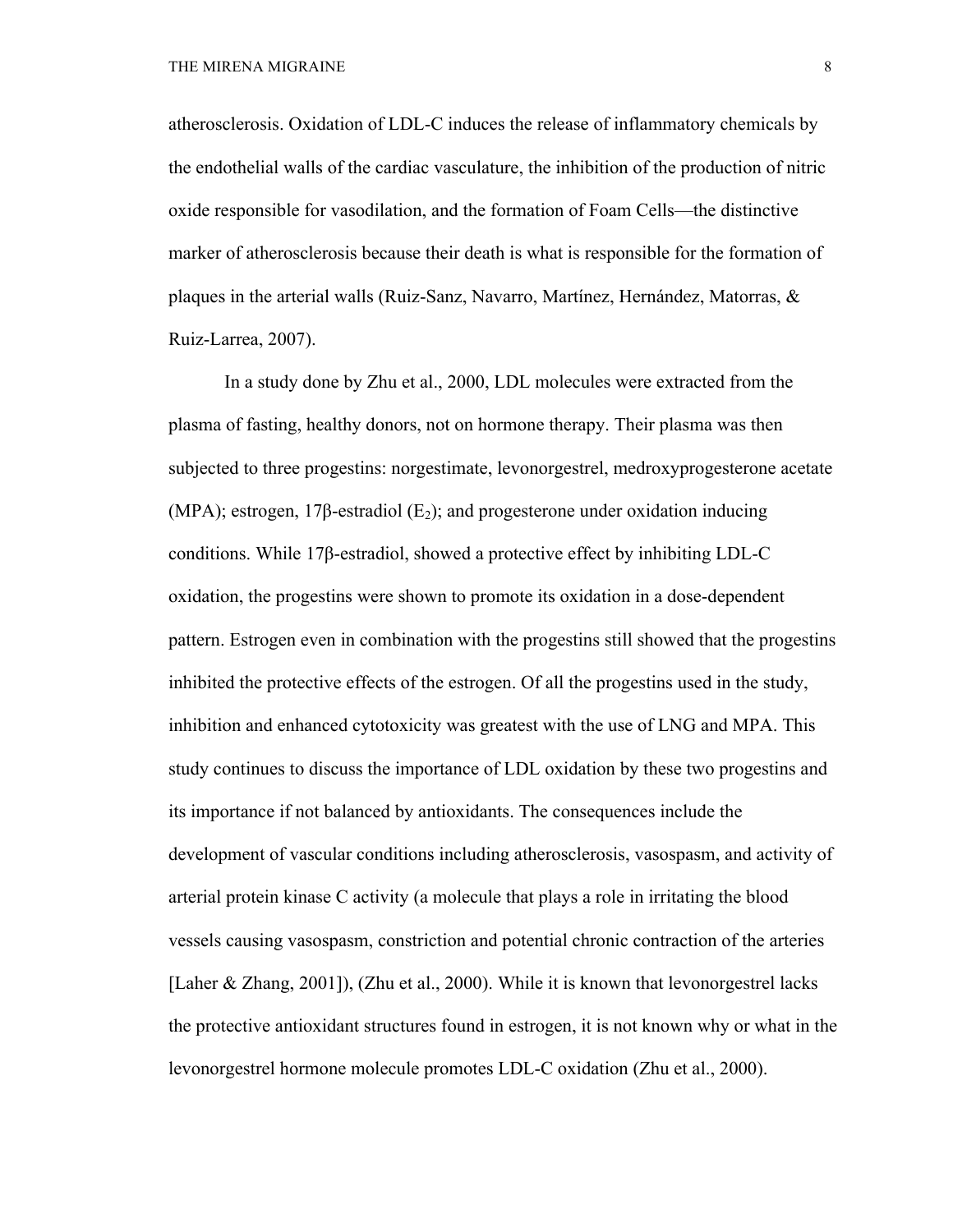atherosclerosis. Oxidation of LDL-C induces the release of inflammatory chemicals by the endothelial walls of the cardiac vasculature, the inhibition of the production of nitric oxide responsible for vasodilation, and the formation of Foam Cells—the distinctive marker of atherosclerosis because their death is what is responsible for the formation of plaques in the arterial walls (Ruiz-Sanz, Navarro, Martínez, Hernández, Matorras, & Ruiz-Larrea, 2007).

In a study done by Zhu et al., 2000, LDL molecules were extracted from the plasma of fasting, healthy donors, not on hormone therapy. Their plasma was then subjected to three progestins: norgestimate, levonorgestrel, medroxyprogesterone acetate (MPA); estrogen, 17β-estradiol ($E_2$); and progesterone under oxidation inducing conditions. While 17β-estradiol, showed a protective effect by inhibiting LDL-C oxidation, the progestins were shown to promote its oxidation in a dose-dependent pattern. Estrogen even in combination with the progestins still showed that the progestins inhibited the protective effects of the estrogen. Of all the progestins used in the study, inhibition and enhanced cytotoxicity was greatest with the use of LNG and MPA. This study continues to discuss the importance of LDL oxidation by these two progestins and its importance if not balanced by antioxidants. The consequences include the development of vascular conditions including atherosclerosis, vasospasm, and activity of arterial protein kinase C activity (a molecule that plays a role in irritating the blood vessels causing vasospasm, constriction and potential chronic contraction of the arteries [Laher & Zhang, 2001]), (Zhu et al., 2000). While it is known that levonorgestrel lacks the protective antioxidant structures found in estrogen, it is not known why or what in the levonorgestrel hormone molecule promotes LDL-C oxidation (Zhu et al., 2000).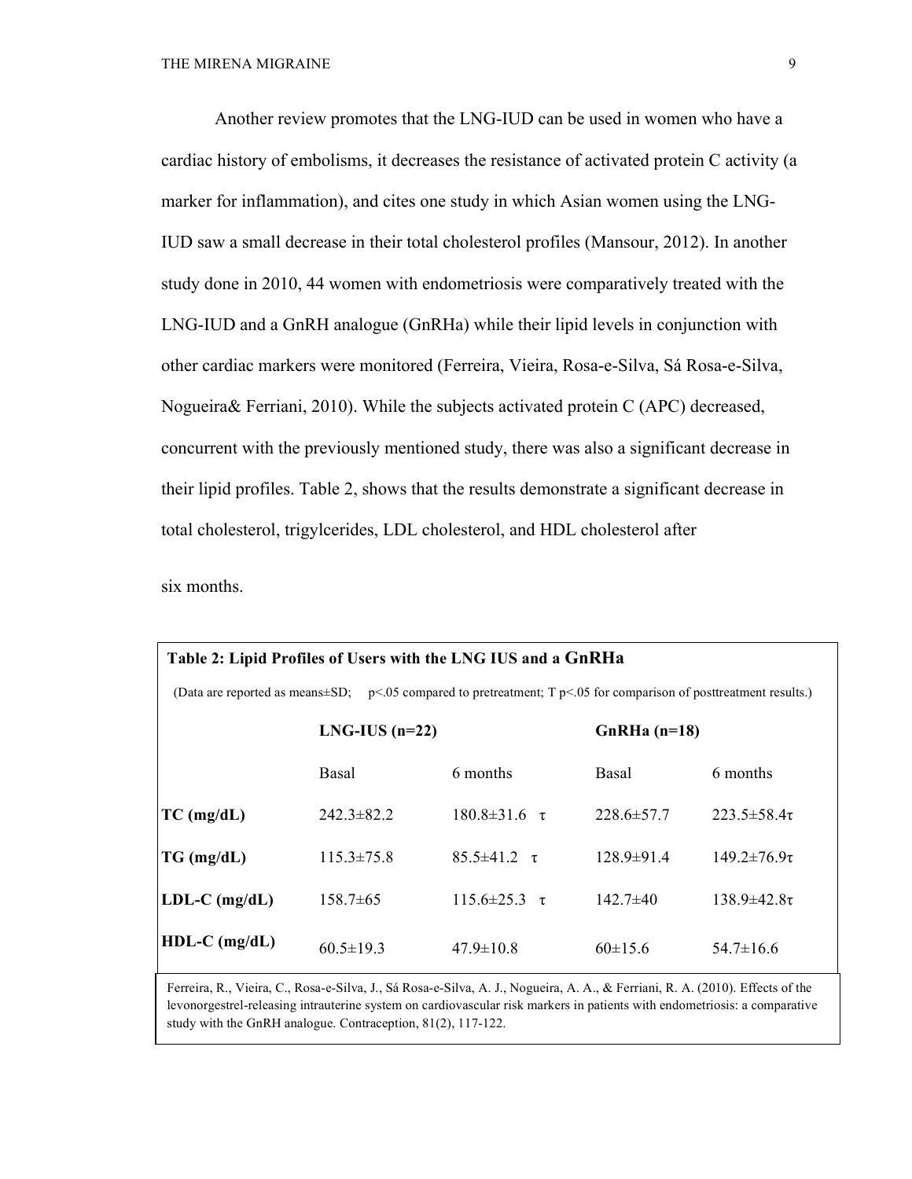Another review promotes that the LNG-IUD can be used in women who have a cardiac history of embolisms, it decreases the resistance of activated protein C activity (a marker for inflammation), and cites one study in which Asian women using the LNG-IUD saw a small decrease in their total cholesterol profiles (Mansour, 2012). In another study done in 2010, 44 women with endometriosis were comparatively treated with the LNG-IUD and a GnRH analogue (GnRHa) while their lipid levels in conjunction with other cardiac markers were monitored (Ferreira, Vieira, Rosa-e-Silva, Sá Rosa-e-Silva, Nogueira& Ferriani, 2010). While the subjects activated protein C (APC) decreased, concurrent with the previously mentioned study, there was also a significant decrease in their lipid profiles. Table 2, shows that the results demonstrate a significant decrease in total cholesterol, trigylcerides, LDL cholesterol, and HDL cholesterol after six months.

**Table 2: Lipid Profiles of Users with the LNG IUS and a GnRHa**

(Data are reported as means±SD; $p<.05$ compared to pretreatment; T $p<.05$ for comparison of posttreatment results.)

| | **LNG-IUS (n=22)** | | **GnRHa (n=18)** | |
|---|---|---|---|---|
| | Basal | 6 months | Basal | 6 months |
| **TC (mg/dL)** | 242.3±82.2 | 180.8±31.6 τ | 228.6±57.7 | 223.5±58.4τ |
| **TG (mg/dL)** | 115.3±75.8 | 85.5±41.2 τ | 128.9±91.4 | 149.2±76.9τ |
| **LDL-C (mg/dL)** | 158.7±65 | 115.6±25.3 τ | 142.7±40 | 138.9±42.8τ |
| **HDL-C (mg/dL)** | 60.5±19.3 | 47.9±10.8 | 60±15.6 | 54.7±16.6 |

Ferreira, R., Vieira, C., Rosa-e-Silva, J., Sá Rosa-e-Silva, A. J., Nogueira, A. A., & Ferriani, R. A. (2010). Effects of the levonorgestrel-releasing intrauterine system on cardiovascular risk markers in patients with endometriosis: a comparative study with the GnRH analogue. Contraception, 81(2), 117-122.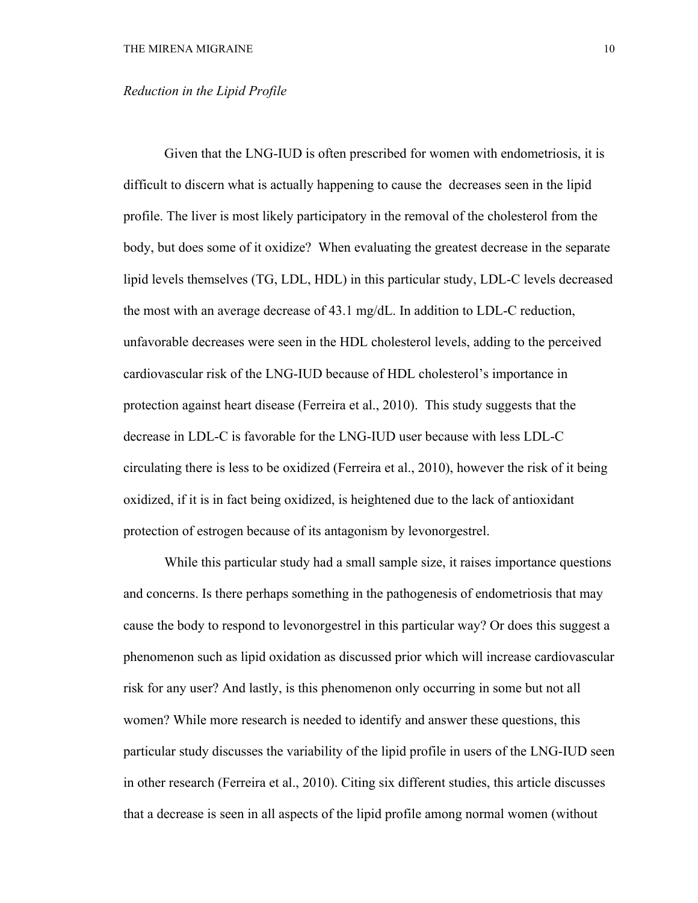*Reduction in the Lipid Profile*

Given that the LNG-IUD is often prescribed for women with endometriosis, it is difficult to discern what is actually happening to cause the decreases seen in the lipid profile. The liver is most likely participatory in the removal of the cholesterol from the body, but does some of it oxidize? When evaluating the greatest decrease in the separate lipid levels themselves (TG, LDL, HDL) in this particular study, LDL-C levels decreased the most with an average decrease of 43.1 mg/dL. In addition to LDL-C reduction, unfavorable decreases were seen in the HDL cholesterol levels, adding to the perceived cardiovascular risk of the LNG-IUD because of HDL cholesterol's importance in protection against heart disease (Ferreira et al., 2010). This study suggests that the decrease in LDL-C is favorable for the LNG-IUD user because with less LDL-C circulating there is less to be oxidized (Ferreira et al., 2010), however the risk of it being oxidized, if it is in fact being oxidized, is heightened due to the lack of antioxidant protection of estrogen because of its antagonism by levonorgestrel.

While this particular study had a small sample size, it raises importance questions and concerns. Is there perhaps something in the pathogenesis of endometriosis that may cause the body to respond to levonorgestrel in this particular way? Or does this suggest a phenomenon such as lipid oxidation as discussed prior which will increase cardiovascular risk for any user? And lastly, is this phenomenon only occurring in some but not all women? While more research is needed to identify and answer these questions, this particular study discusses the variability of the lipid profile in users of the LNG-IUD seen in other research (Ferreira et al., 2010). Citing six different studies, this article discusses that a decrease is seen in all aspects of the lipid profile among normal women (without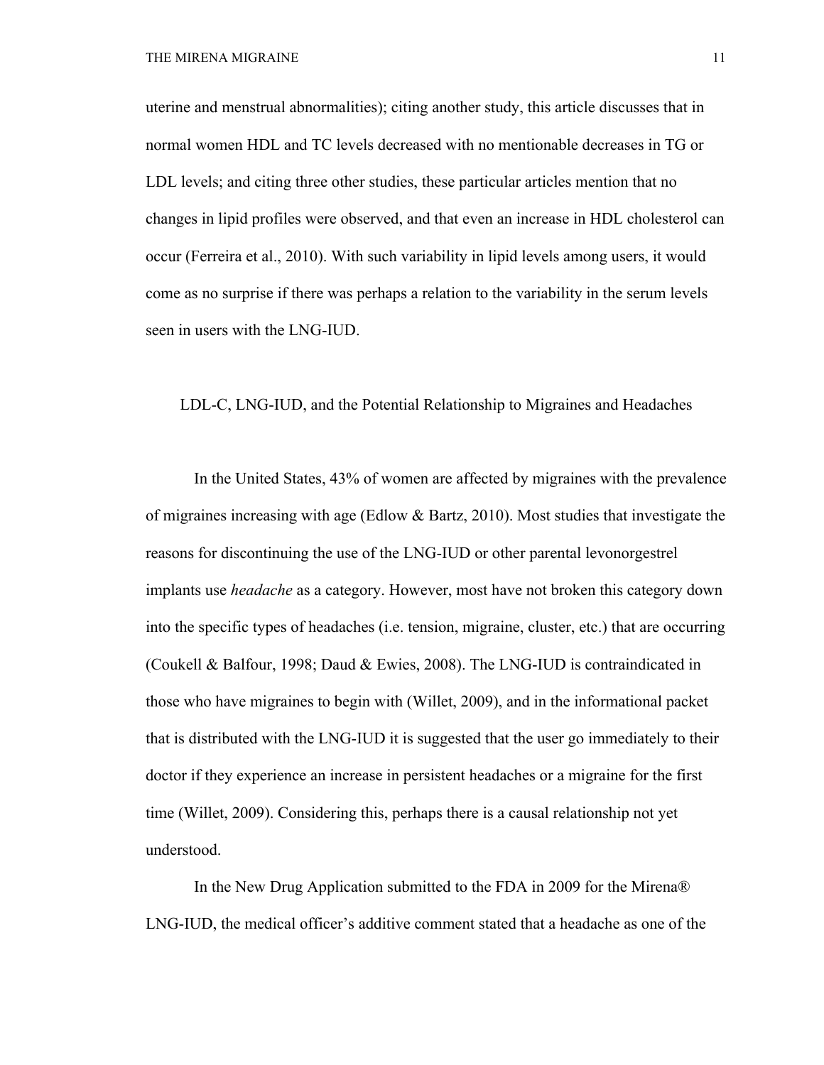uterine and menstrual abnormalities); citing another study, this article discusses that in normal women HDL and TC levels decreased with no mentionable decreases in TG or LDL levels; and citing three other studies, these particular articles mention that no changes in lipid profiles were observed, and that even an increase in HDL cholesterol can occur (Ferreira et al., 2010). With such variability in lipid levels among users, it would come as no surprise if there was perhaps a relation to the variability in the serum levels seen in users with the LNG-IUD.

## LDL-C, LNG-IUD, and the Potential Relationship to Migraines and Headaches

In the United States, 43% of women are affected by migraines with the prevalence of migraines increasing with age (Edlow & Bartz, 2010). Most studies that investigate the reasons for discontinuing the use of the LNG-IUD or other parental levonorgestrel implants use *headache* as a category. However, most have not broken this category down into the specific types of headaches (i.e. tension, migraine, cluster, etc.) that are occurring (Coukell & Balfour, 1998; Daud & Ewies, 2008). The LNG-IUD is contraindicated in those who have migraines to begin with (Willet, 2009), and in the informational packet that is distributed with the LNG-IUD it is suggested that the user go immediately to their doctor if they experience an increase in persistent headaches or a migraine for the first time (Willet, 2009). Considering this, perhaps there is a causal relationship not yet understood.

In the New Drug Application submitted to the FDA in 2009 for the Mirena® LNG-IUD, the medical officer's additive comment stated that a headache as one of the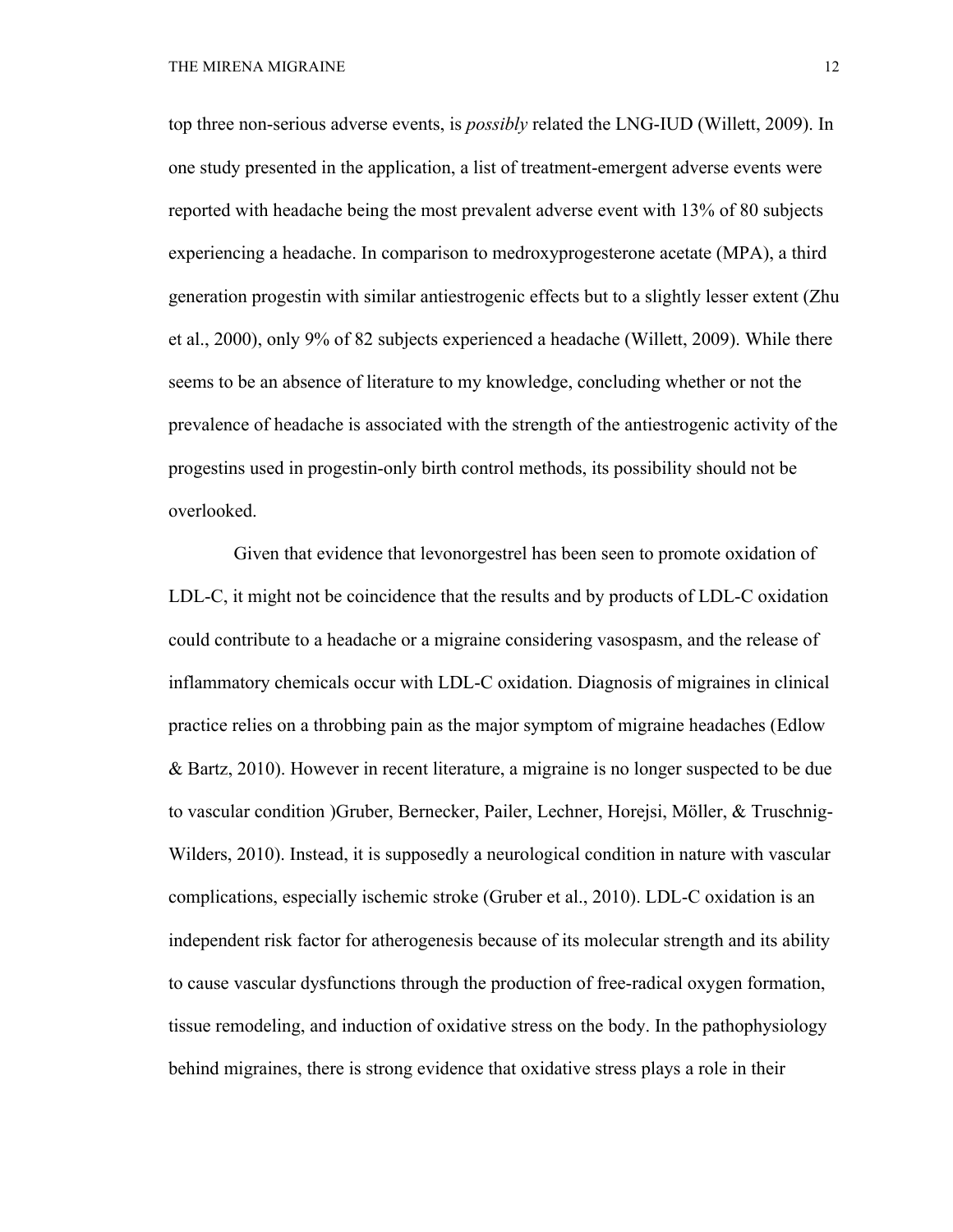top three non-serious adverse events, is *possibly* related the LNG-IUD (Willett, 2009). In one study presented in the application, a list of treatment-emergent adverse events were reported with headache being the most prevalent adverse event with 13% of 80 subjects experiencing a headache. In comparison to medroxyprogesterone acetate (MPA), a third generation progestin with similar antiestrogenic effects but to a slightly lesser extent (Zhu et al., 2000), only 9% of 82 subjects experienced a headache (Willett, 2009). While there seems to be an absence of literature to my knowledge, concluding whether or not the prevalence of headache is associated with the strength of the antiestrogenic activity of the progestins used in progestin-only birth control methods, its possibility should not be overlooked.

Given that evidence that levonorgestrel has been seen to promote oxidation of LDL-C, it might not be coincidence that the results and by products of LDL-C oxidation could contribute to a headache or a migraine considering vasospasm, and the release of inflammatory chemicals occur with LDL-C oxidation. Diagnosis of migraines in clinical practice relies on a throbbing pain as the major symptom of migraine headaches (Edlow & Bartz, 2010). However in recent literature, a migraine is no longer suspected to be due to vascular condition )Gruber, Bernecker, Pailer, Lechner, Horejsi, Möller, & Truschnig-Wilders, 2010). Instead, it is supposedly a neurological condition in nature with vascular complications, especially ischemic stroke (Gruber et al., 2010). LDL-C oxidation is an independent risk factor for atherogenesis because of its molecular strength and its ability to cause vascular dysfunctions through the production of free-radical oxygen formation, tissue remodeling, and induction of oxidative stress on the body. In the pathophysiology behind migraines, there is strong evidence that oxidative stress plays a role in their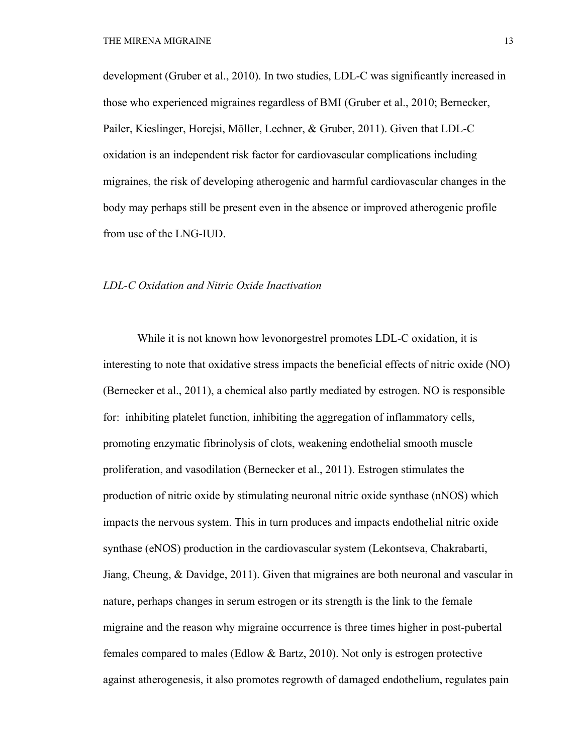development (Gruber et al., 2010). In two studies, LDL-C was significantly increased in those who experienced migraines regardless of BMI (Gruber et al., 2010; Bernecker, Pailer, Kieslinger, Horejsi, Möller, Lechner, & Gruber, 2011). Given that LDL-C oxidation is an independent risk factor for cardiovascular complications including migraines, the risk of developing atherogenic and harmful cardiovascular changes in the body may perhaps still be present even in the absence or improved atherogenic profile from use of the LNG-IUD.

*LDL-C Oxidation and Nitric Oxide Inactivation*

While it is not known how levonorgestrel promotes LDL-C oxidation, it is interesting to note that oxidative stress impacts the beneficial effects of nitric oxide (NO) (Bernecker et al., 2011), a chemical also partly mediated by estrogen. NO is responsible for: inhibiting platelet function, inhibiting the aggregation of inflammatory cells, promoting enzymatic fibrinolysis of clots, weakening endothelial smooth muscle proliferation, and vasodilation (Bernecker et al., 2011). Estrogen stimulates the production of nitric oxide by stimulating neuronal nitric oxide synthase (nNOS) which impacts the nervous system. This in turn produces and impacts endothelial nitric oxide synthase (eNOS) production in the cardiovascular system (Lekontseva, Chakrabarti, Jiang, Cheung, & Davidge, 2011). Given that migraines are both neuronal and vascular in nature, perhaps changes in serum estrogen or its strength is the link to the female migraine and the reason why migraine occurrence is three times higher in post-pubertal females compared to males (Edlow & Bartz, 2010). Not only is estrogen protective against atherogenesis, it also promotes regrowth of damaged endothelium, regulates pain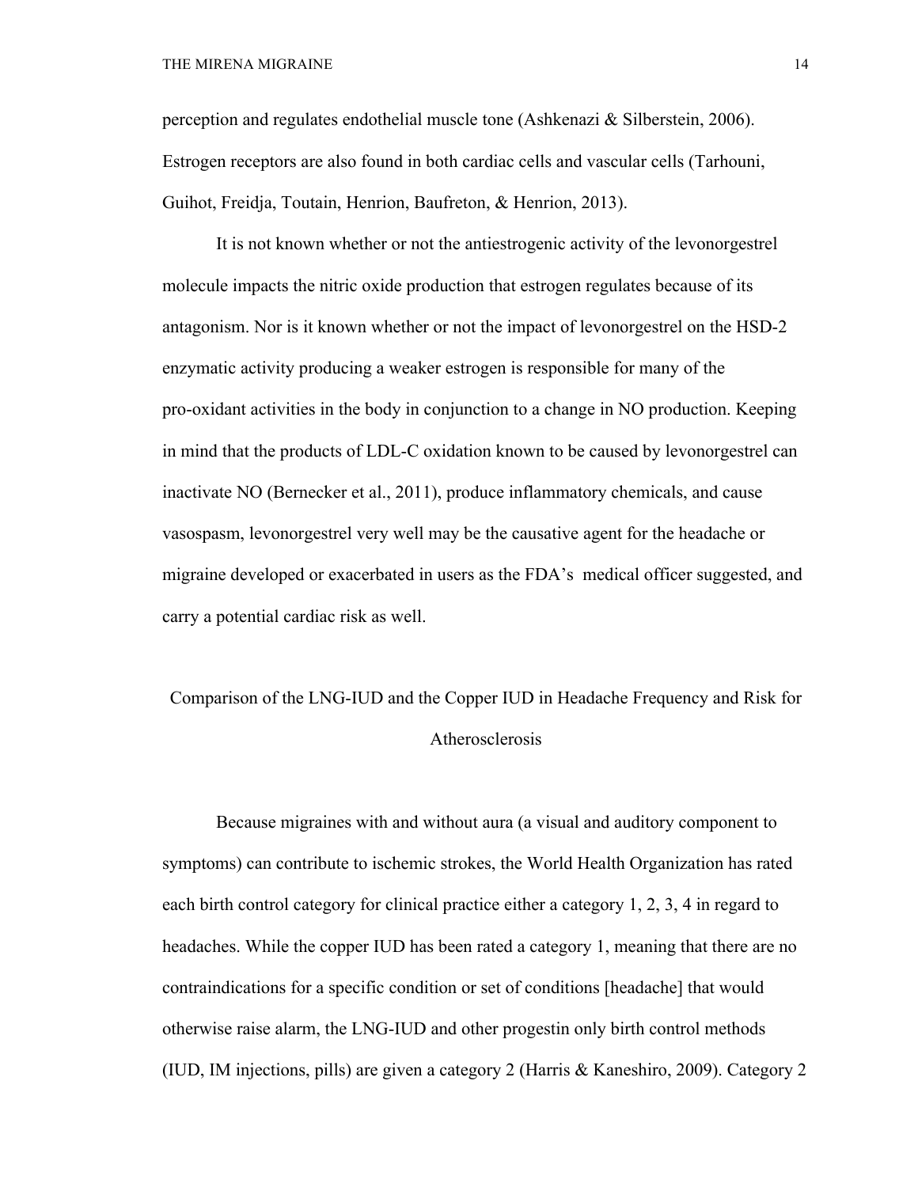perception and regulates endothelial muscle tone (Ashkenazi & Silberstein, 2006). Estrogen receptors are also found in both cardiac cells and vascular cells (Tarhouni, Guihot, Freidja, Toutain, Henrion, Baufreton, & Henrion, 2013).

It is not known whether or not the antiestrogenic activity of the levonorgestrel molecule impacts the nitric oxide production that estrogen regulates because of its antagonism. Nor is it known whether or not the impact of levonorgestrel on the HSD-2 enzymatic activity producing a weaker estrogen is responsible for many of the pro-oxidant activities in the body in conjunction to a change in NO production. Keeping in mind that the products of LDL-C oxidation known to be caused by levonorgestrel can inactivate NO (Bernecker et al., 2011), produce inflammatory chemicals, and cause vasospasm, levonorgestrel very well may be the causative agent for the headache or migraine developed or exacerbated in users as the FDA's medical officer suggested, and carry a potential cardiac risk as well.

## Comparison of the LNG-IUD and the Copper IUD in Headache Frequency and Risk for Atherosclerosis

Because migraines with and without aura (a visual and auditory component to symptoms) can contribute to ischemic strokes, the World Health Organization has rated each birth control category for clinical practice either a category 1, 2, 3, 4 in regard to headaches. While the copper IUD has been rated a category 1, meaning that there are no contraindications for a specific condition or set of conditions [headache] that would otherwise raise alarm, the LNG-IUD and other progestin only birth control methods (IUD, IM injections, pills) are given a category 2 (Harris & Kaneshiro, 2009). Category 2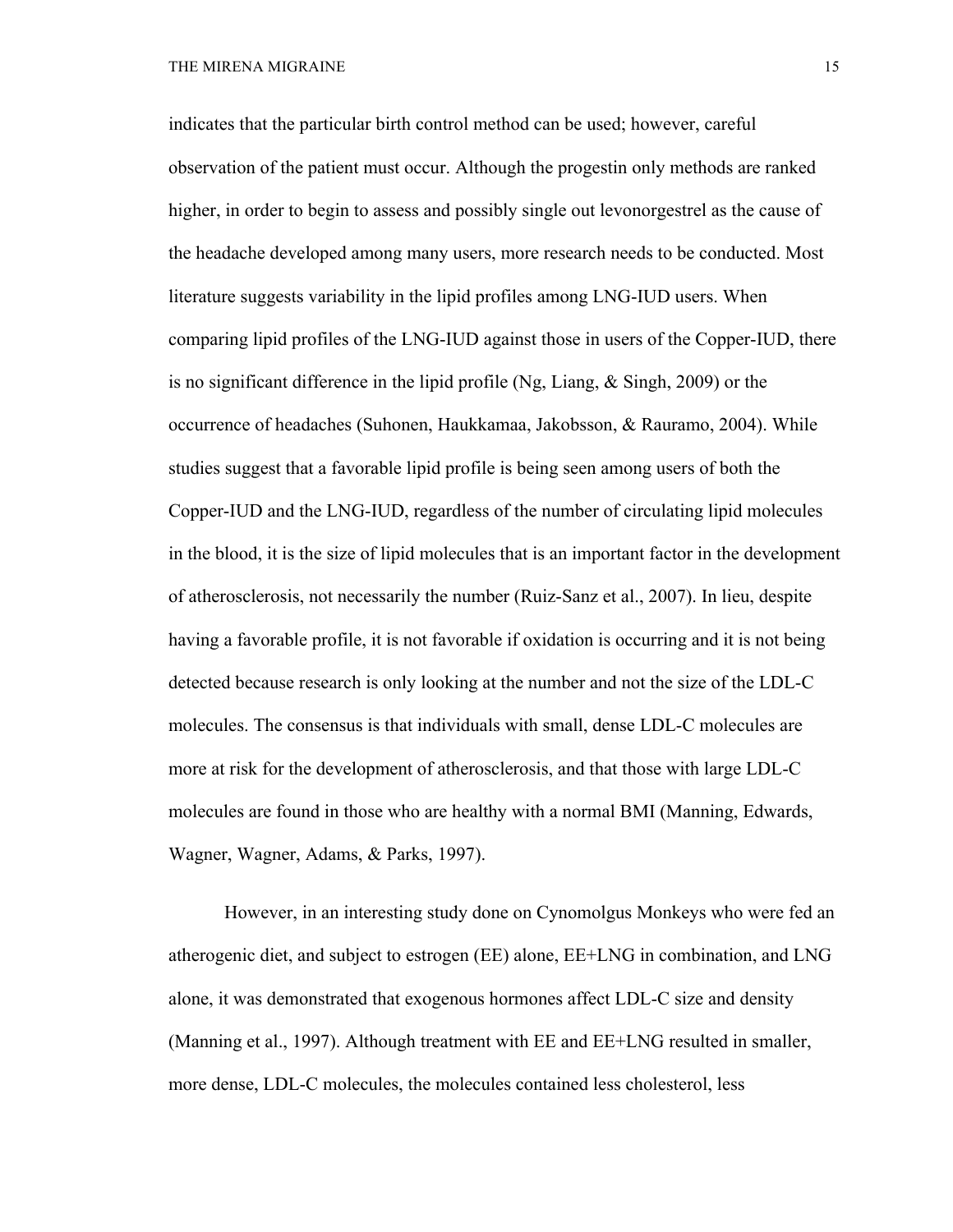indicates that the particular birth control method can be used; however, careful observation of the patient must occur. Although the progestin only methods are ranked higher, in order to begin to assess and possibly single out levonorgestrel as the cause of the headache developed among many users, more research needs to be conducted. Most literature suggests variability in the lipid profiles among LNG-IUD users. When comparing lipid profiles of the LNG-IUD against those in users of the Copper-IUD, there is no significant difference in the lipid profile (Ng, Liang, & Singh, 2009) or the occurrence of headaches (Suhonen, Haukkamaa, Jakobsson, & Rauramo, 2004). While studies suggest that a favorable lipid profile is being seen among users of both the Copper-IUD and the LNG-IUD, regardless of the number of circulating lipid molecules in the blood, it is the size of lipid molecules that is an important factor in the development of atherosclerosis, not necessarily the number (Ruiz-Sanz et al., 2007). In lieu, despite having a favorable profile, it is not favorable if oxidation is occurring and it is not being detected because research is only looking at the number and not the size of the LDL-C molecules. The consensus is that individuals with small, dense LDL-C molecules are more at risk for the development of atherosclerosis, and that those with large LDL-C molecules are found in those who are healthy with a normal BMI (Manning, Edwards, Wagner, Wagner, Adams, & Parks, 1997).

However, in an interesting study done on Cynomolgus Monkeys who were fed an atherogenic diet, and subject to estrogen (EE) alone, EE+LNG in combination, and LNG alone, it was demonstrated that exogenous hormones affect LDL-C size and density (Manning et al., 1997). Although treatment with EE and EE+LNG resulted in smaller, more dense, LDL-C molecules, the molecules contained less cholesterol, less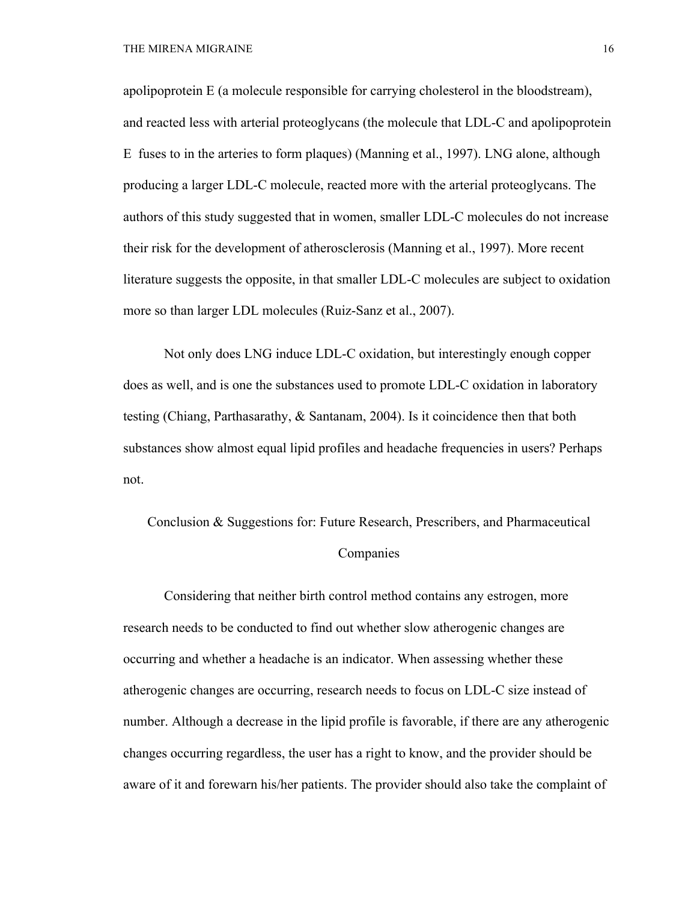apolipoprotein E (a molecule responsible for carrying cholesterol in the bloodstream), and reacted less with arterial proteoglycans (the molecule that LDL-C and apolipoprotein E fuses to in the arteries to form plaques) (Manning et al., 1997). LNG alone, although producing a larger LDL-C molecule, reacted more with the arterial proteoglycans. The authors of this study suggested that in women, smaller LDL-C molecules do not increase their risk for the development of atherosclerosis (Manning et al., 1997). More recent literature suggests the opposite, in that smaller LDL-C molecules are subject to oxidation more so than larger LDL molecules (Ruiz-Sanz et al., 2007).

Not only does LNG induce LDL-C oxidation, but interestingly enough copper does as well, and is one the substances used to promote LDL-C oxidation in laboratory testing (Chiang, Parthasarathy, & Santanam, 2004). Is it coincidence then that both substances show almost equal lipid profiles and headache frequencies in users? Perhaps not.

## Conclusion & Suggestions for: Future Research, Prescribers, and Pharmaceutical Companies

Considering that neither birth control method contains any estrogen, more research needs to be conducted to find out whether slow atherogenic changes are occurring and whether a headache is an indicator. When assessing whether these atherogenic changes are occurring, research needs to focus on LDL-C size instead of number. Although a decrease in the lipid profile is favorable, if there are any atherogenic changes occurring regardless, the user has a right to know, and the provider should be aware of it and forewarn his/her patients. The provider should also take the complaint of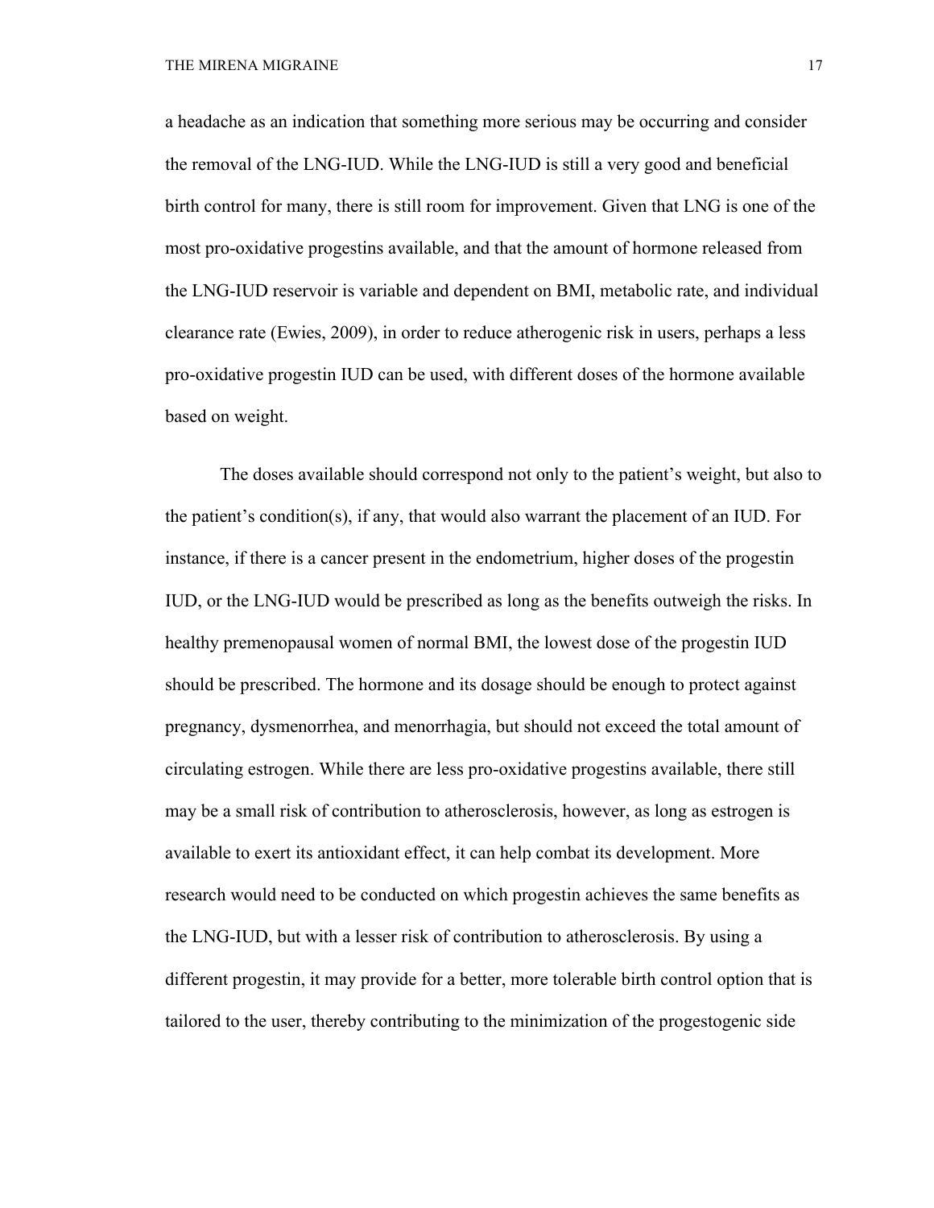a headache as an indication that something more serious may be occurring and consider the removal of the LNG-IUD. While the LNG-IUD is still a very good and beneficial birth control for many, there is still room for improvement. Given that LNG is one of the most pro-oxidative progestins available, and that the amount of hormone released from the LNG-IUD reservoir is variable and dependent on BMI, metabolic rate, and individual clearance rate (Ewies, 2009), in order to reduce atherogenic risk in users, perhaps a less pro-oxidative progestin IUD can be used, with different doses of the hormone available based on weight.

The doses available should correspond not only to the patient's weight, but also to the patient's condition(s), if any, that would also warrant the placement of an IUD. For instance, if there is a cancer present in the endometrium, higher doses of the progestin IUD, or the LNG-IUD would be prescribed as long as the benefits outweigh the risks. In healthy premenopausal women of normal BMI, the lowest dose of the progestin IUD should be prescribed. The hormone and its dosage should be enough to protect against pregnancy, dysmenorrhea, and menorrhagia, but should not exceed the total amount of circulating estrogen. While there are less pro-oxidative progestins available, there still may be a small risk of contribution to atherosclerosis, however, as long as estrogen is available to exert its antioxidant effect, it can help combat its development. More research would need to be conducted on which progestin achieves the same benefits as the LNG-IUD, but with a lesser risk of contribution to atherosclerosis. By using a different progestin, it may provide for a better, more tolerable birth control option that is tailored to the user, thereby contributing to the minimization of the progestogenic side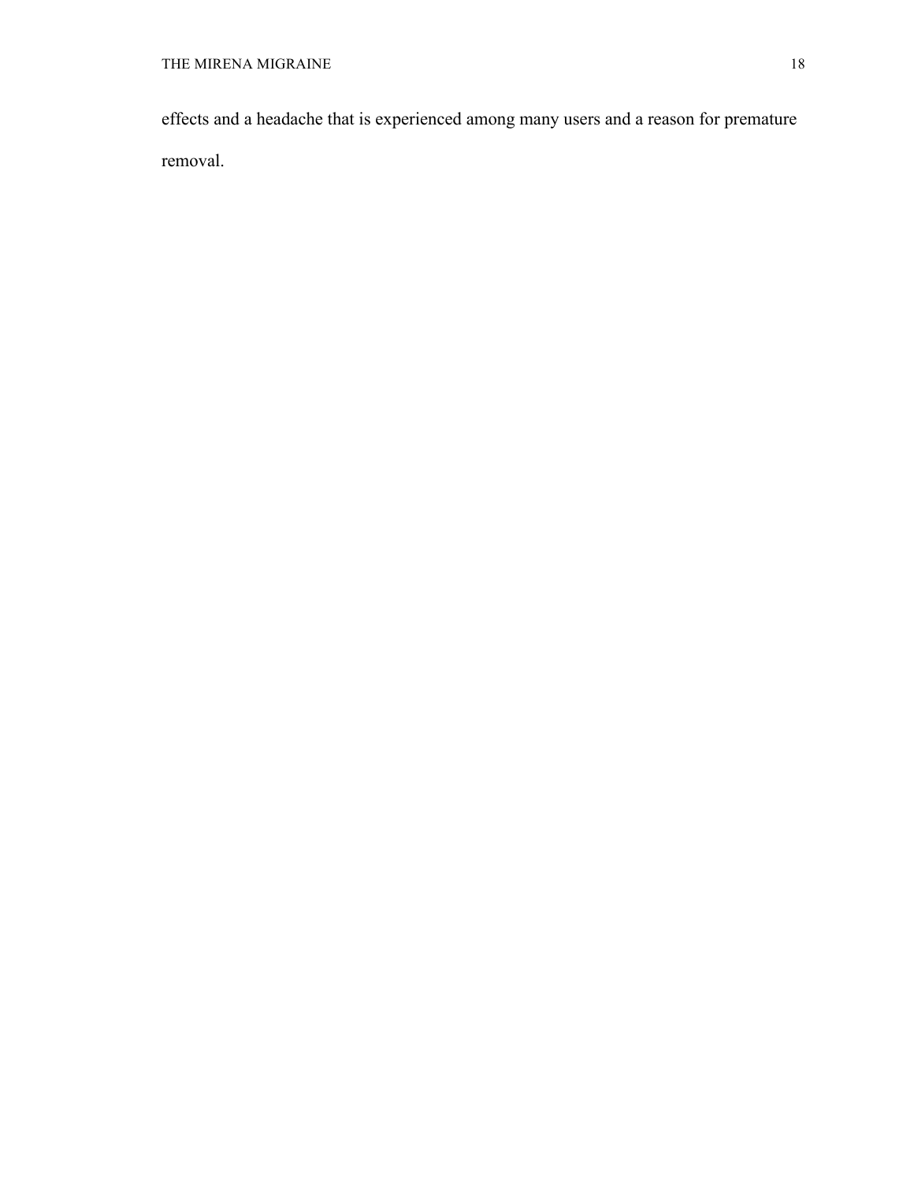effects and a headache that is experienced among many users and a reason for premature removal.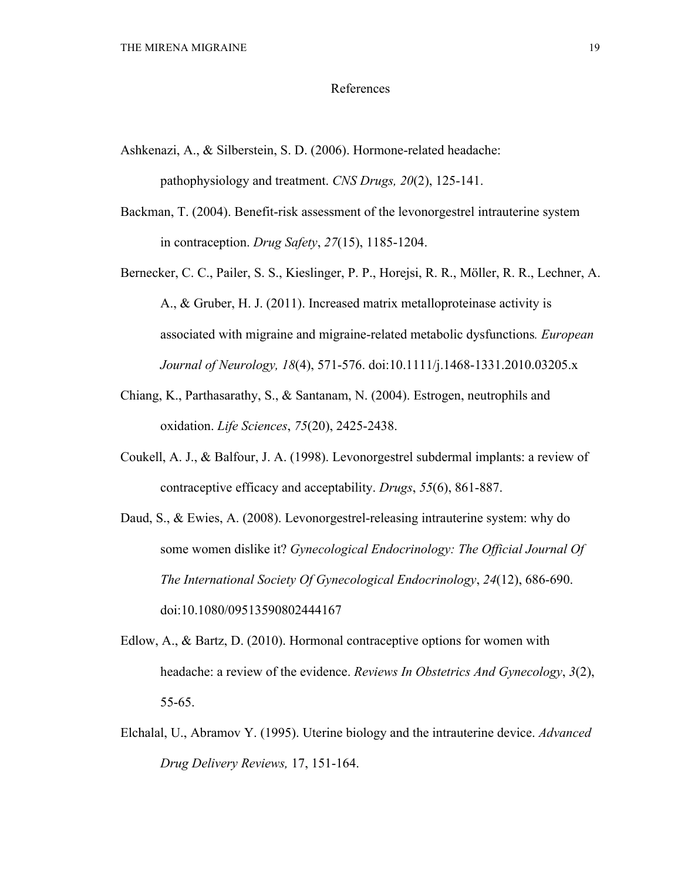# References

Ashkenazi, A., & Silberstein, S. D. (2006). Hormone-related headache: pathophysiology and treatment. *CNS Drugs, 20*(2), 125-141.

Backman, T. (2004). Benefit-risk assessment of the levonorgestrel intrauterine system in contraception. *Drug Safety*, *27*(15), 1185-1204.

Bernecker, C. C., Pailer, S. S., Kieslinger, P. P., Horejsi, R. R., Möller, R. R., Lechner, A. A., & Gruber, H. J. (2011). Increased matrix metalloproteinase activity is associated with migraine and migraine-related metabolic dysfunctions*. European Journal of Neurology, 18*(4), 571-576. doi:10.1111/j.1468-1331.2010.03205.x

Chiang, K., Parthasarathy, S., & Santanam, N. (2004). Estrogen, neutrophils and oxidation. *Life Sciences*, *75*(20), 2425-2438.

Coukell, A. J., & Balfour, J. A. (1998). Levonorgestrel subdermal implants: a review of contraceptive efficacy and acceptability. *Drugs*, *55*(6), 861-887.

Daud, S., & Ewies, A. (2008). Levonorgestrel-releasing intrauterine system: why do some women dislike it? *Gynecological Endocrinology: The Official Journal Of The International Society Of Gynecological Endocrinology*, *24*(12), 686-690. doi:10.1080/09513590802444167

Edlow, A., & Bartz, D. (2010). Hormonal contraceptive options for women with headache: a review of the evidence. *Reviews In Obstetrics And Gynecology*, *3*(2), 55-65.

Elchalal, U., Abramov Y. (1995). Uterine biology and the intrauterine device. *Advanced Drug Delivery Reviews,* 17, 151-164.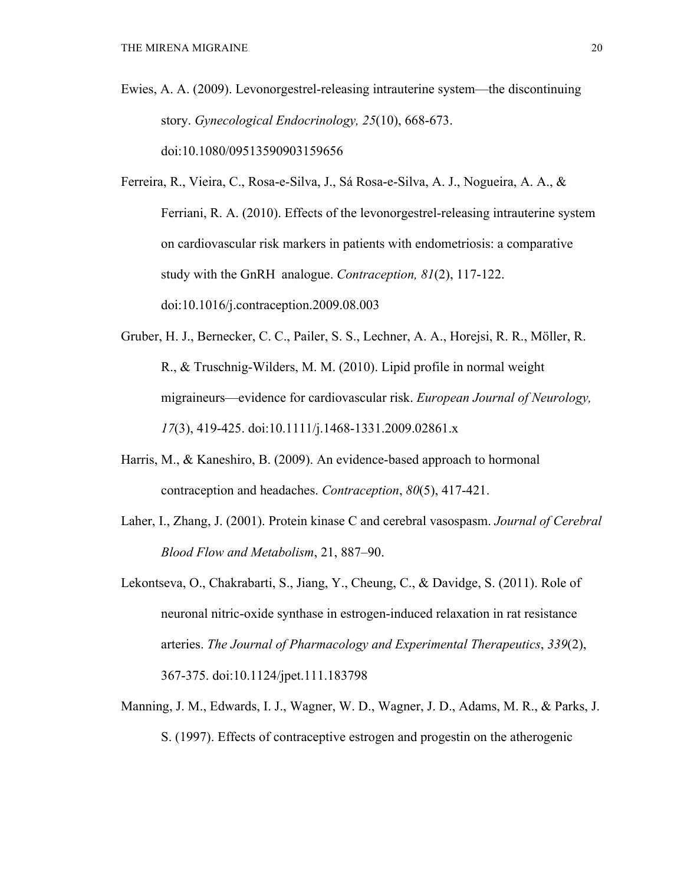Ewies, A. A. (2009). Levonorgestrel-releasing intrauterine system—the discontinuing story. *Gynecological Endocrinology, 25*(10), 668-673. doi:10.1080/09513590903159656

Ferreira, R., Vieira, C., Rosa-e-Silva, J., Sá Rosa-e-Silva, A. J., Nogueira, A. A., & Ferriani, R. A. (2010). Effects of the levonorgestrel-releasing intrauterine system on cardiovascular risk markers in patients with endometriosis: a comparative study with the GnRH analogue. *Contraception, 81*(2), 117-122. doi:10.1016/j.contraception.2009.08.003

Gruber, H. J., Bernecker, C. C., Pailer, S. S., Lechner, A. A., Horejsi, R. R., Möller, R. R., & Truschnig-Wilders, M. M. (2010). Lipid profile in normal weight migraineurs—evidence for cardiovascular risk. *European Journal of Neurology, 17*(3), 419-425. doi:10.1111/j.1468-1331.2009.02861.x

Harris, M., & Kaneshiro, B. (2009). An evidence-based approach to hormonal contraception and headaches. *Contraception*, *80*(5), 417-421.

Laher, I., Zhang, J. (2001). Protein kinase C and cerebral vasospasm. *Journal of Cerebral Blood Flow and Metabolism*, 21, 887–90.

Lekontseva, O., Chakrabarti, S., Jiang, Y., Cheung, C., & Davidge, S. (2011). Role of neuronal nitric-oxide synthase in estrogen-induced relaxation in rat resistance arteries. *The Journal of Pharmacology and Experimental Therapeutics*, *339*(2), 367-375. doi:10.1124/jpet.111.183798

Manning, J. M., Edwards, I. J., Wagner, W. D., Wagner, J. D., Adams, M. R., & Parks, J. S. (1997). Effects of contraceptive estrogen and progestin on the atherogenic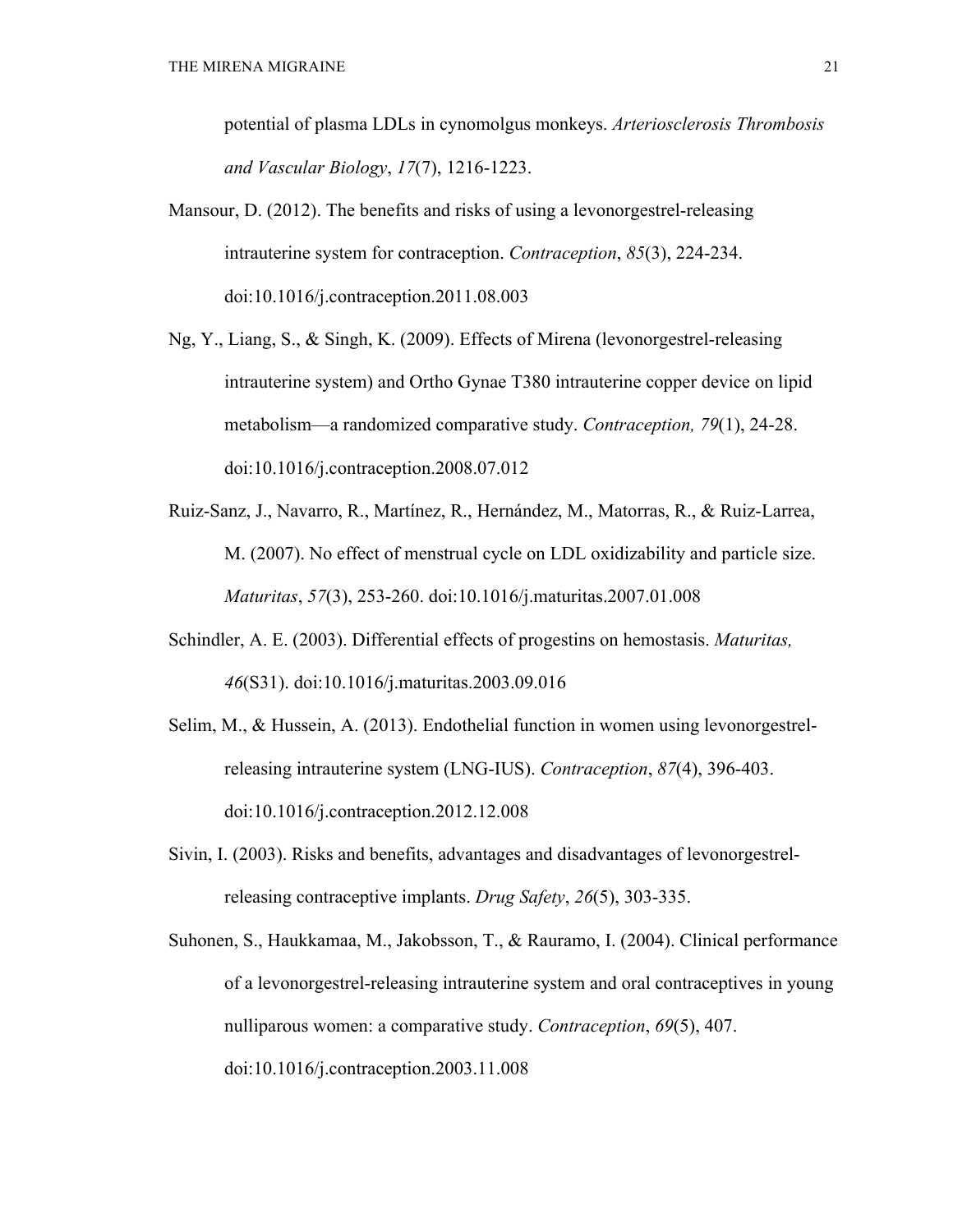potential of plasma LDLs in cynomolgus monkeys. *Arteriosclerosis Thrombosis and Vascular Biology*, *17*(7), 1216-1223.

Mansour, D. (2012). The benefits and risks of using a levonorgestrel-releasing intrauterine system for contraception. *Contraception*, *85*(3), 224-234. doi:10.1016/j.contraception.2011.08.003

Ng, Y., Liang, S., & Singh, K. (2009). Effects of Mirena (levonorgestrel-releasing intrauterine system) and Ortho Gynae T380 intrauterine copper device on lipid metabolism—a randomized comparative study. *Contraception, 79*(1), 24-28. doi:10.1016/j.contraception.2008.07.012

Ruiz-Sanz, J., Navarro, R., Martínez, R., Hernández, M., Matorras, R., & Ruiz-Larrea, M. (2007). No effect of menstrual cycle on LDL oxidizability and particle size. *Maturitas*, *57*(3), 253-260. doi:10.1016/j.maturitas.2007.01.008

Schindler, A. E. (2003). Differential effects of progestins on hemostasis. *Maturitas, 46*(S31). doi:10.1016/j.maturitas.2003.09.016

Selim, M., & Hussein, A. (2013). Endothelial function in women using levonorgestrel-releasing intrauterine system (LNG-IUS). *Contraception*, *87*(4), 396-403. doi:10.1016/j.contraception.2012.12.008

Sivin, I. (2003). Risks and benefits, advantages and disadvantages of levonorgestrel-releasing contraceptive implants. *Drug Safety*, *26*(5), 303-335.

Suhonen, S., Haukkamaa, M., Jakobsson, T., & Rauramo, I. (2004). Clinical performance of a levonorgestrel-releasing intrauterine system and oral contraceptives in young nulliparous women: a comparative study. *Contraception*, *69*(5), 407. doi:10.1016/j.contraception.2003.11.008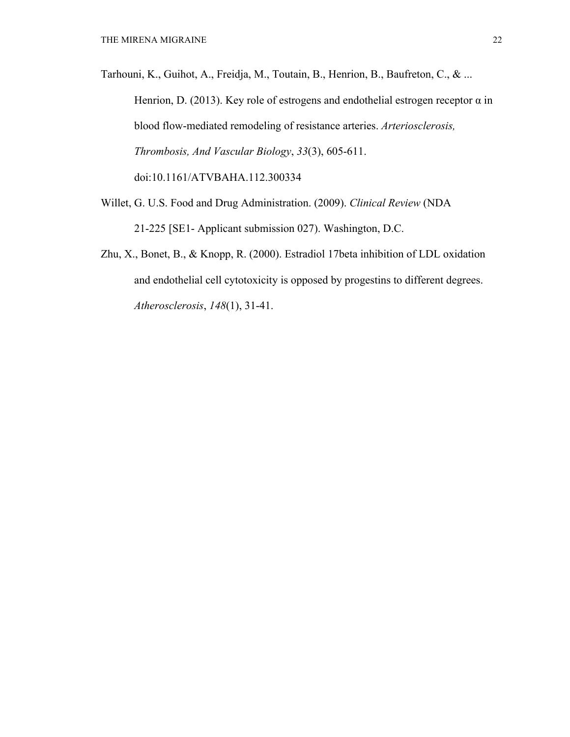Tarhouni, K., Guihot, A., Freidja, M., Toutain, B., Henrion, B., Baufreton, C., & ... Henrion, D. (2013). Key role of estrogens and endothelial estrogen receptor α in blood flow-mediated remodeling of resistance arteries. *Arteriosclerosis, Thrombosis, And Vascular Biology*, *33*(3), 605-611. doi:10.1161/ATVBAHA.112.300334

Willet, G. U.S. Food and Drug Administration. (2009). *Clinical Review* (NDA 21-225 [SE1- Applicant submission 027). Washington, D.C.

Zhu, X., Bonet, B., & Knopp, R. (2000). Estradiol 17beta inhibition of LDL oxidation and endothelial cell cytotoxicity is opposed by progestins to different degrees. *Atherosclerosis*, *148*(1), 31-41.